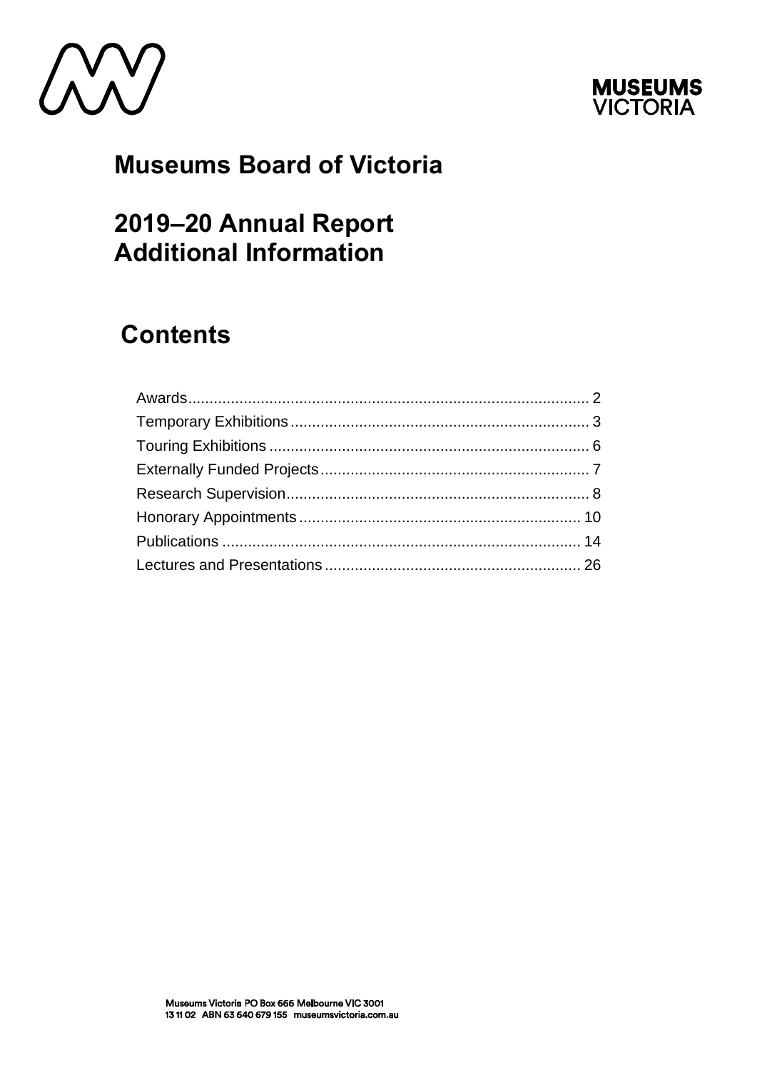MUSEUMS VICTORIA

# Museums Board of Victoria

# 2019–20 Annual Report Additional Information

## Contents

Awards ..... 2
Temporary Exhibitions ..... 3
Touring Exhibitions ..... 6
Externally Funded Projects ..... 7
Research Supervision ..... 8
Honorary Appointments ..... 10
Publications ..... 14
Lectures and Presentations ..... 26

Museums Victoria PO Box 666 Melbourne VIC 3001
13 11 02 ABN 63 640 679 155 museumsvictoria.com.au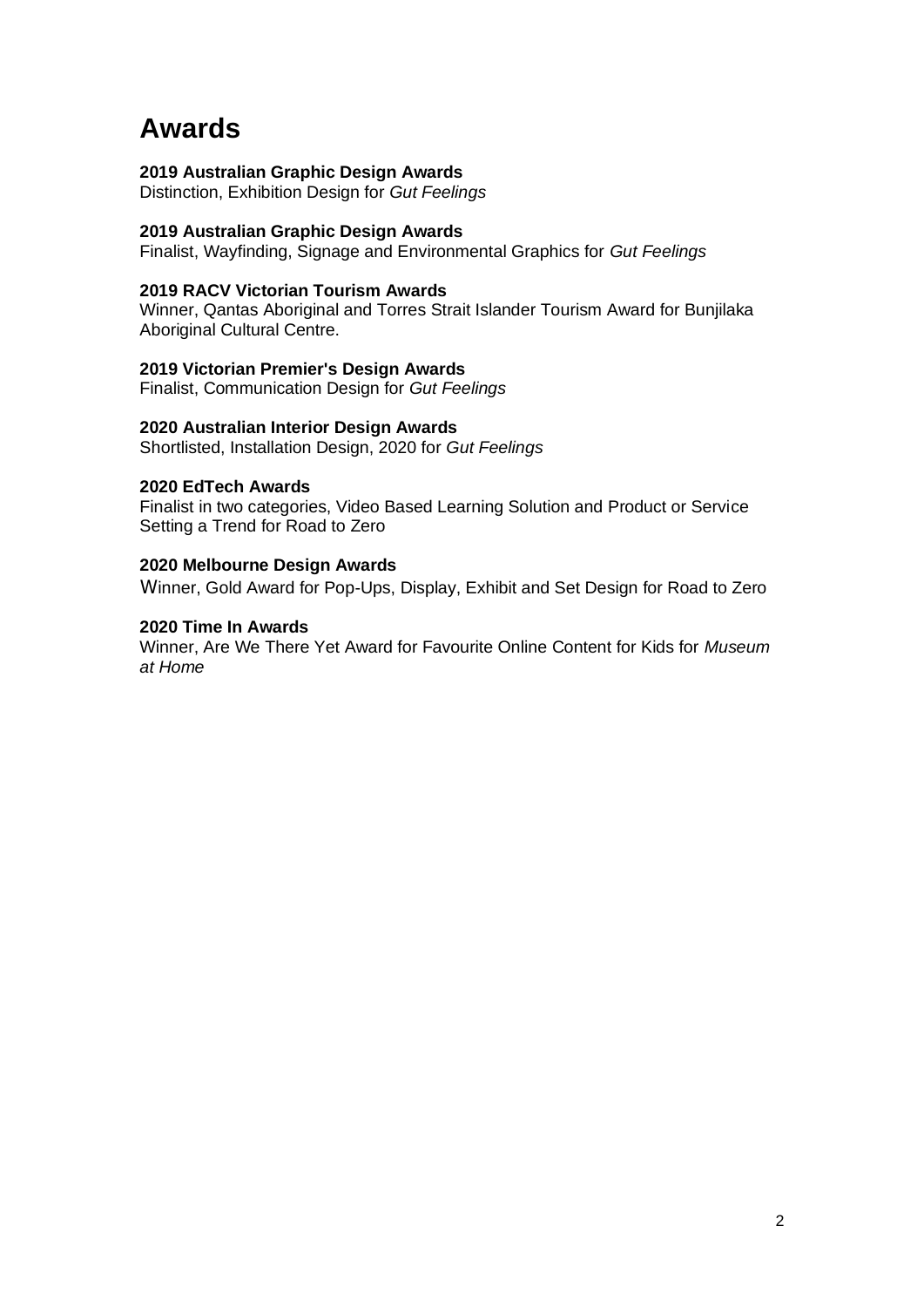# Awards

**2019 Australian Graphic Design Awards**
Distinction, Exhibition Design for *Gut Feelings*

**2019 Australian Graphic Design Awards**
Finalist, Wayfinding, Signage and Environmental Graphics for *Gut Feelings*

**2019 RACV Victorian Tourism Awards**
Winner, Qantas Aboriginal and Torres Strait Islander Tourism Award for Bunjilaka Aboriginal Cultural Centre.

**2019 Victorian Premier's Design Awards**
Finalist, Communication Design for *Gut Feelings*

**2020 Australian Interior Design Awards**
Shortlisted, Installation Design, 2020 for *Gut Feelings*

**2020 EdTech Awards**
Finalist in two categories, Video Based Learning Solution and Product or Service Setting a Trend for Road to Zero

**2020 Melbourne Design Awards**
Winner, Gold Award for Pop-Ups, Display, Exhibit and Set Design for Road to Zero

**2020 Time In Awards**
Winner, Are We There Yet Award for Favourite Online Content for Kids for *Museum at Home*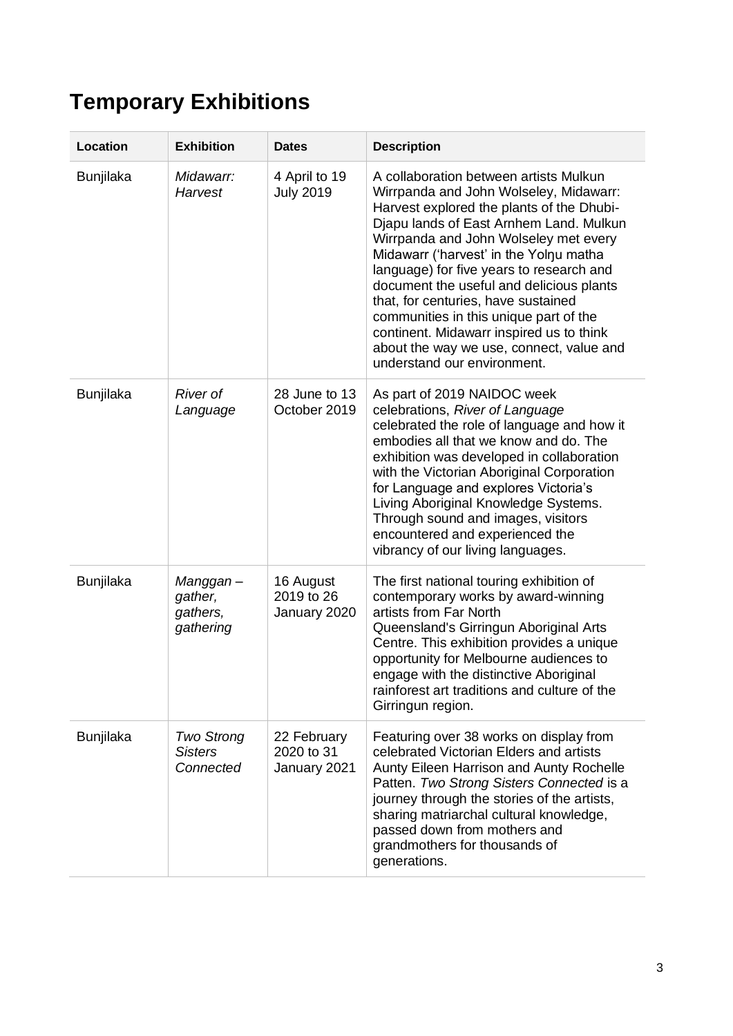# Temporary Exhibitions

| Location | Exhibition | Dates | Description |
|---|---|---|---|
| Bunjilaka | *Midawarr: Harvest* | 4 April to 19 July 2019 | A collaboration between artists Mulkun Wirrpanda and John Wolseley, Midawarr: Harvest explored the plants of the Dhubi-Djapu lands of East Arnhem Land. Mulkun Wirrpanda and John Wolseley met every Midawarr ('harvest' in the Yolŋu matha language) for five years to research and document the useful and delicious plants that, for centuries, have sustained communities in this unique part of the continent. Midawarr inspired us to think about the way we use, connect, value and understand our environment. |
| Bunjilaka | *River of Language* | 28 June to 13 October 2019 | As part of 2019 NAIDOC week celebrations, *River of Language* celebrated the role of language and how it embodies all that we know and do. The exhibition was developed in collaboration with the Victorian Aboriginal Corporation for Language and explores Victoria's Living Aboriginal Knowledge Systems. Through sound and images, visitors encountered and experienced the vibrancy of our living languages. |
| Bunjilaka | *Manggan – gather, gathers, gathering* | 16 August 2019 to 26 January 2020 | The first national touring exhibition of contemporary works by award-winning artists from Far North Queensland's Girringun Aboriginal Arts Centre. This exhibition provides a unique opportunity for Melbourne audiences to engage with the distinctive Aboriginal rainforest art traditions and culture of the Girringun region. |
| Bunjilaka | *Two Strong Sisters Connected* | 22 February 2020 to 31 January 2021 | Featuring over 38 works on display from celebrated Victorian Elders and artists Aunty Eileen Harrison and Aunty Rochelle Patten. *Two Strong Sisters Connected* is a journey through the stories of the artists, sharing matriarchal cultural knowledge, passed down from mothers and grandmothers for thousands of generations. |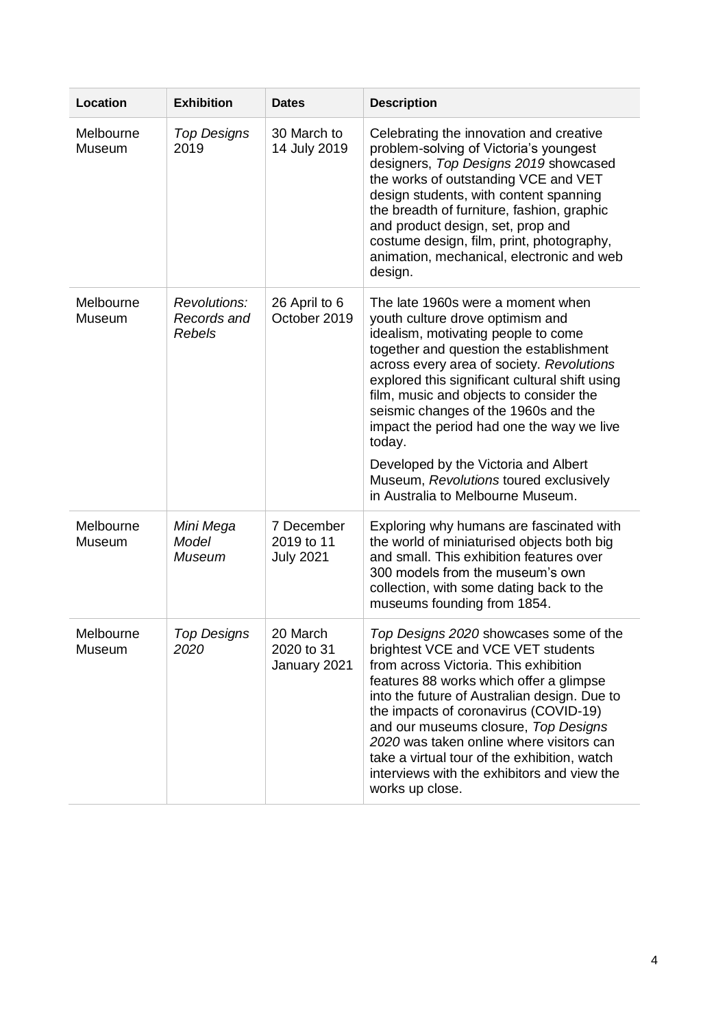| **Location** | **Exhibition** | **Dates** | **Description** |
| --- | --- | --- | --- |
| Melbourne Museum | *Top Designs* 2019 | 30 March to 14 July 2019 | Celebrating the innovation and creative problem-solving of Victoria's youngest designers, *Top Designs 2019* showcased the works of outstanding VCE and VET design students, with content spanning the breadth of furniture, fashion, graphic and product design, set, prop and costume design, film, print, photography, animation, mechanical, electronic and web design. |
| Melbourne Museum | *Revolutions: Records and Rebels* | 26 April to 6 October 2019 | The late 1960s were a moment when youth culture drove optimism and idealism, motivating people to come together and question the establishment across every area of society. *Revolutions* explored this significant cultural shift using film, music and objects to consider the seismic changes of the 1960s and the impact the period had one the way we live today.<br><br>Developed by the Victoria and Albert Museum, *Revolutions* toured exclusively in Australia to Melbourne Museum. |
| Melbourne Museum | *Mini Mega Model Museum* | 7 December 2019 to 11 July 2021 | Exploring why humans are fascinated with the world of miniaturised objects both big and small. This exhibition features over 300 models from the museum's own collection, with some dating back to the museums founding from 1854. |
| Melbourne Museum | *Top Designs 2020* | 20 March 2020 to 31 January 2021 | *Top Designs 2020* showcases some of the brightest VCE and VCE VET students from across Victoria. This exhibition features 88 works which offer a glimpse into the future of Australian design. Due to the impacts of coronavirus (COVID-19) and our museums closure, *Top Designs 2020* was taken online where visitors can take a virtual tour of the exhibition, watch interviews with the exhibitors and view the works up close. |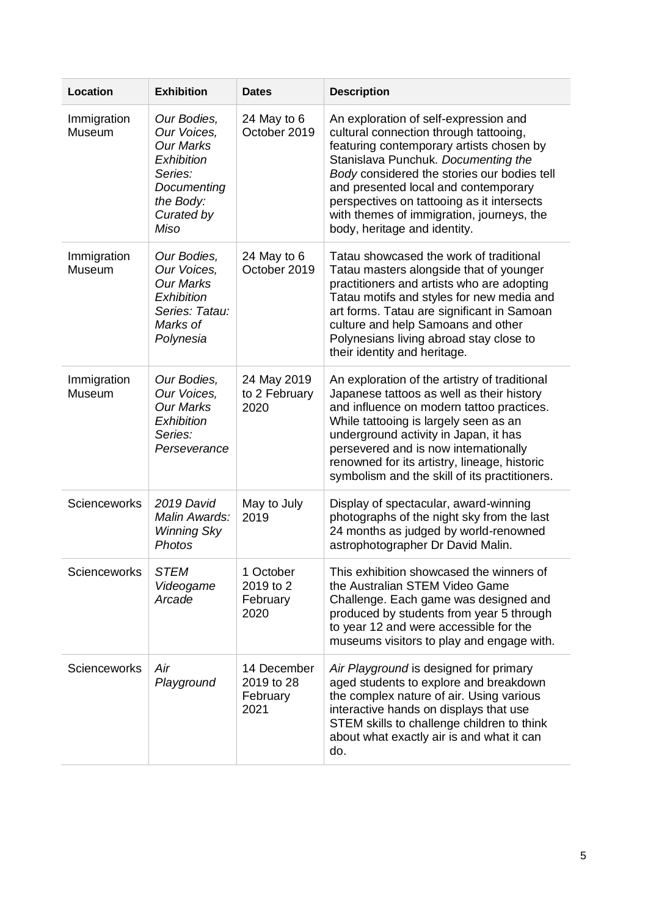| Location | Exhibition | Dates | Description |
|---|---|---|---|
| Immigration Museum | *Our Bodies, Our Voices, Our Marks Exhibition Series: Documenting the Body: Curated by Miso* | 24 May to 6 October 2019 | An exploration of self-expression and cultural connection through tattooing, featuring contemporary artists chosen by Stanislava Punchuk. *Documenting the Body* considered the stories our bodies tell and presented local and contemporary perspectives on tattooing as it intersects with themes of immigration, journeys, the body, heritage and identity. |
| Immigration Museum | *Our Bodies, Our Voices, Our Marks Exhibition Series: Tatau: Marks of Polynesia* | 24 May to 6 October 2019 | Tatau showcased the work of traditional Tatau masters alongside that of younger practitioners and artists who are adopting Tatau motifs and styles for new media and art forms. Tatau are significant in Samoan culture and help Samoans and other Polynesians living abroad stay close to their identity and heritage. |
| Immigration Museum | *Our Bodies, Our Voices, Our Marks Exhibition Series: Perseverance* | 24 May 2019 to 2 February 2020 | An exploration of the artistry of traditional Japanese tattoos as well as their history and influence on modern tattoo practices. While tattooing is largely seen as an underground activity in Japan, it has persevered and is now internationally renowned for its artistry, lineage, historic symbolism and the skill of its practitioners. |
| Scienceworks | *2019 David Malin Awards: Winning Sky Photos* | May to July 2019 | Display of spectacular, award-winning photographs of the night sky from the last 24 months as judged by world-renowned astrophotographer Dr David Malin. |
| Scienceworks | *STEM Videogame Arcade* | 1 October 2019 to 2 February 2020 | This exhibition showcased the winners of the Australian STEM Video Game Challenge. Each game was designed and produced by students from year 5 through to year 12 and were accessible for the museums visitors to play and engage with. |
| Scienceworks | *Air Playground* | 14 December 2019 to 28 February 2021 | *Air Playground* is designed for primary aged students to explore and breakdown the complex nature of air. Using various interactive hands on displays that use STEM skills to challenge children to think about what exactly air is and what it can do. |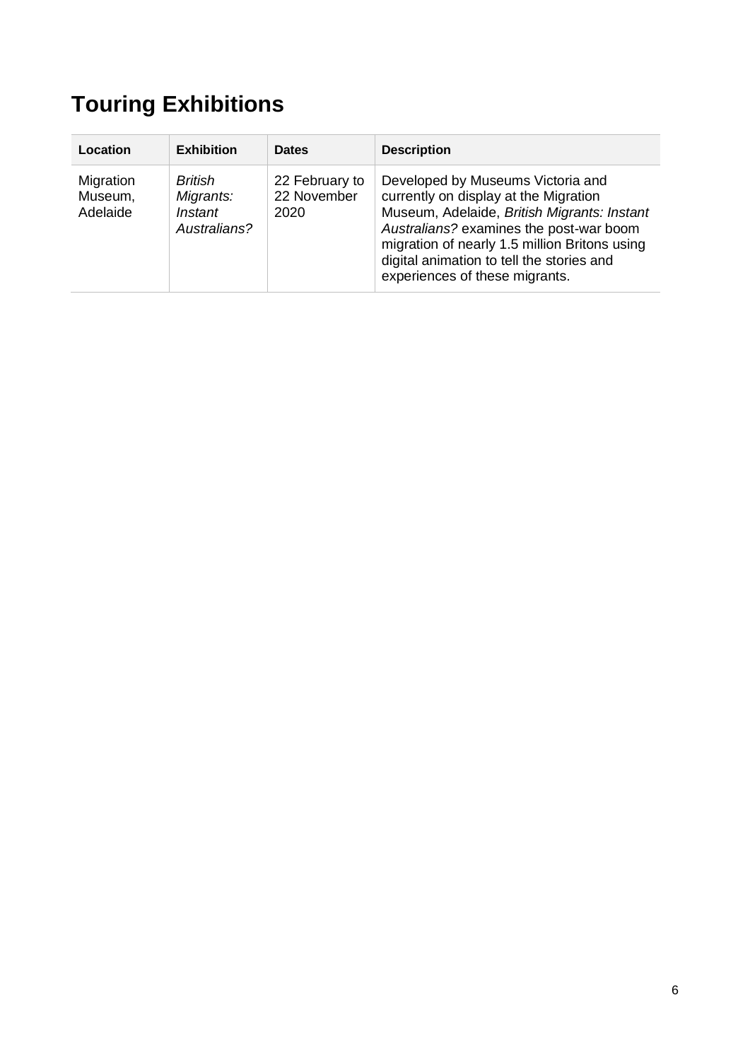# Touring Exhibitions

| Location | Exhibition | Dates | Description |
|---|---|---|---|
| Migration Museum, Adelaide | *British Migrants: Instant Australians?* | 22 February to 22 November 2020 | Developed by Museums Victoria and currently on display at the Migration Museum, Adelaide, *British Migrants: Instant Australians?* examines the post-war boom migration of nearly 1.5 million Britons using digital animation to tell the stories and experiences of these migrants. |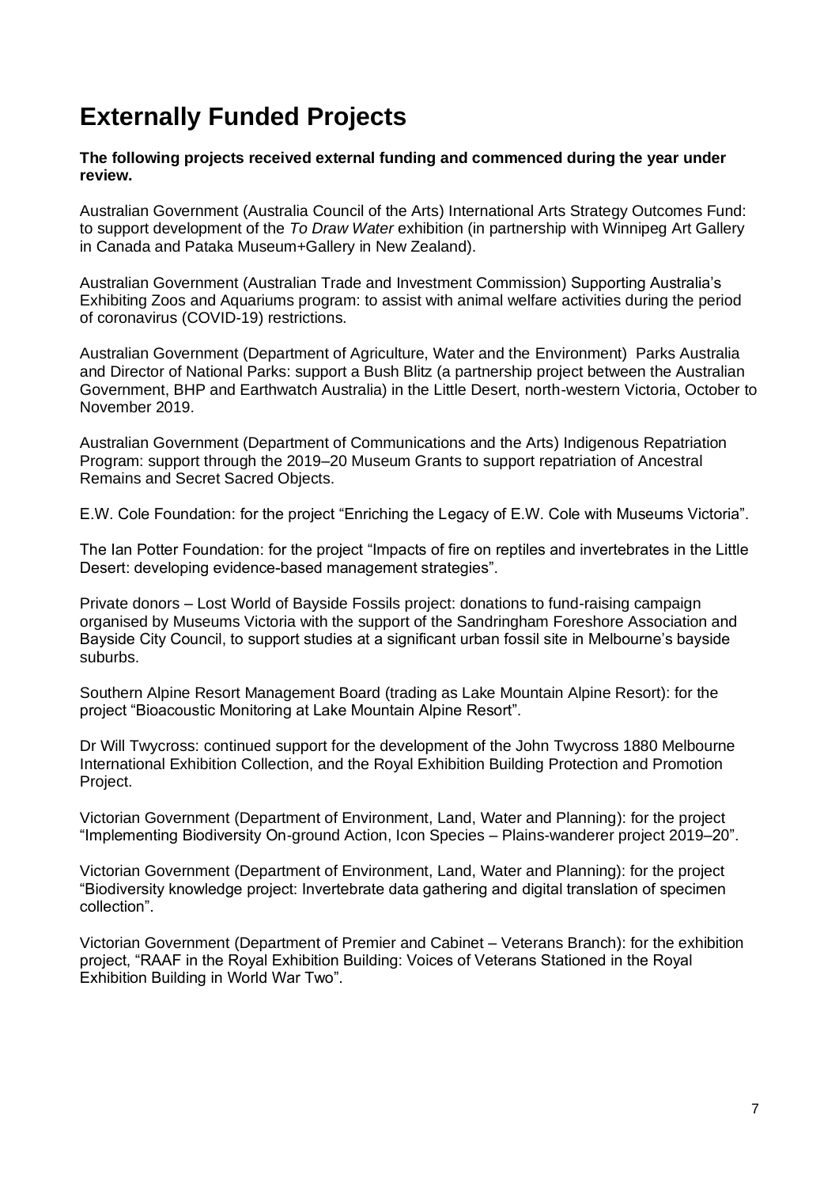# Externally Funded Projects

**The following projects received external funding and commenced during the year under review.**

Australian Government (Australia Council of the Arts) International Arts Strategy Outcomes Fund: to support development of the *To Draw Water* exhibition (in partnership with Winnipeg Art Gallery in Canada and Pataka Museum+Gallery in New Zealand).

Australian Government (Australian Trade and Investment Commission) Supporting Australia's Exhibiting Zoos and Aquariums program: to assist with animal welfare activities during the period of coronavirus (COVID-19) restrictions.

Australian Government (Department of Agriculture, Water and the Environment) Parks Australia and Director of National Parks: support a Bush Blitz (a partnership project between the Australian Government, BHP and Earthwatch Australia) in the Little Desert, north-western Victoria, October to November 2019.

Australian Government (Department of Communications and the Arts) Indigenous Repatriation Program: support through the 2019–20 Museum Grants to support repatriation of Ancestral Remains and Secret Sacred Objects.

E.W. Cole Foundation: for the project "Enriching the Legacy of E.W. Cole with Museums Victoria".

The Ian Potter Foundation: for the project "Impacts of fire on reptiles and invertebrates in the Little Desert: developing evidence-based management strategies".

Private donors – Lost World of Bayside Fossils project: donations to fund-raising campaign organised by Museums Victoria with the support of the Sandringham Foreshore Association and Bayside City Council, to support studies at a significant urban fossil site in Melbourne's bayside suburbs.

Southern Alpine Resort Management Board (trading as Lake Mountain Alpine Resort): for the project "Bioacoustic Monitoring at Lake Mountain Alpine Resort".

Dr Will Twycross: continued support for the development of the John Twycross 1880 Melbourne International Exhibition Collection, and the Royal Exhibition Building Protection and Promotion Project.

Victorian Government (Department of Environment, Land, Water and Planning): for the project "Implementing Biodiversity On-ground Action, Icon Species – Plains-wanderer project 2019–20".

Victorian Government (Department of Environment, Land, Water and Planning): for the project "Biodiversity knowledge project: Invertebrate data gathering and digital translation of specimen collection".

Victorian Government (Department of Premier and Cabinet – Veterans Branch): for the exhibition project, "RAAF in the Royal Exhibition Building: Voices of Veterans Stationed in the Royal Exhibition Building in World War Two".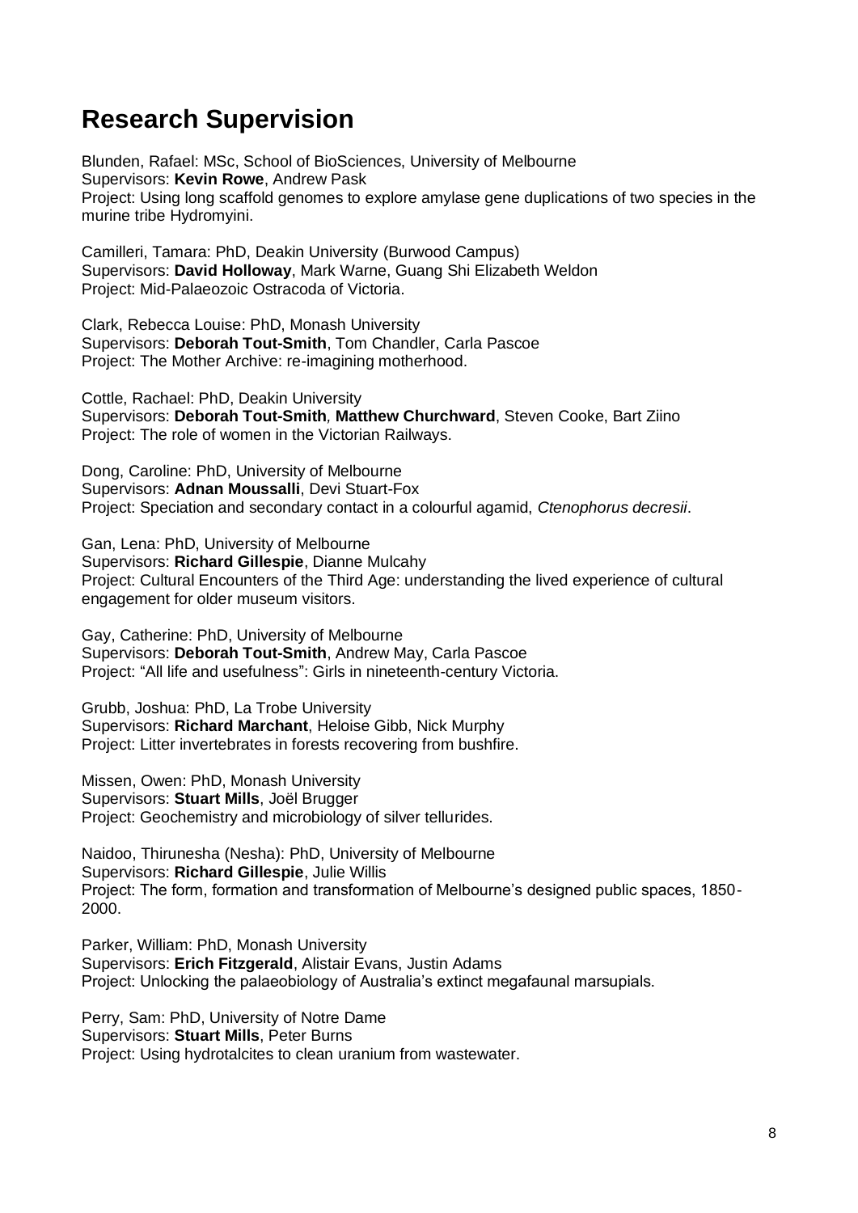# Research Supervision

Blunden, Rafael: MSc, School of BioSciences, University of Melbourne
Supervisors: **Kevin Rowe**, Andrew Pask
Project: Using long scaffold genomes to explore amylase gene duplications of two species in the murine tribe Hydromyini.

Camilleri, Tamara: PhD, Deakin University (Burwood Campus)
Supervisors: **David Holloway**, Mark Warne, Guang Shi Elizabeth Weldon
Project: Mid-Palaeozoic Ostracoda of Victoria.

Clark, Rebecca Louise: PhD, Monash University
Supervisors: **Deborah Tout-Smith**, Tom Chandler, Carla Pascoe
Project: The Mother Archive: re-imagining motherhood.

Cottle, Rachael: PhD, Deakin University
Supervisors: **Deborah Tout-Smith**, **Matthew Churchward**, Steven Cooke, Bart Ziino
Project: The role of women in the Victorian Railways.

Dong, Caroline: PhD, University of Melbourne
Supervisors: **Adnan Moussalli**, Devi Stuart-Fox
Project: Speciation and secondary contact in a colourful agamid, *Ctenophorus decresii*.

Gan, Lena: PhD, University of Melbourne
Supervisors: **Richard Gillespie**, Dianne Mulcahy
Project: Cultural Encounters of the Third Age: understanding the lived experience of cultural engagement for older museum visitors.

Gay, Catherine: PhD, University of Melbourne
Supervisors: **Deborah Tout-Smith**, Andrew May, Carla Pascoe
Project: "All life and usefulness": Girls in nineteenth-century Victoria.

Grubb, Joshua: PhD, La Trobe University
Supervisors: **Richard Marchant**, Heloise Gibb, Nick Murphy
Project: Litter invertebrates in forests recovering from bushfire.

Missen, Owen: PhD, Monash University
Supervisors: **Stuart Mills**, Joël Brugger
Project: Geochemistry and microbiology of silver tellurides.

Naidoo, Thirunesha (Nesha): PhD, University of Melbourne
Supervisors: **Richard Gillespie**, Julie Willis
Project: The form, formation and transformation of Melbourne's designed public spaces, 1850-2000.

Parker, William: PhD, Monash University
Supervisors: **Erich Fitzgerald**, Alistair Evans, Justin Adams
Project: Unlocking the palaeobiology of Australia's extinct megafaunal marsupials.

Perry, Sam: PhD, University of Notre Dame
Supervisors: **Stuart Mills**, Peter Burns
Project: Using hydrotalcites to clean uranium from wastewater.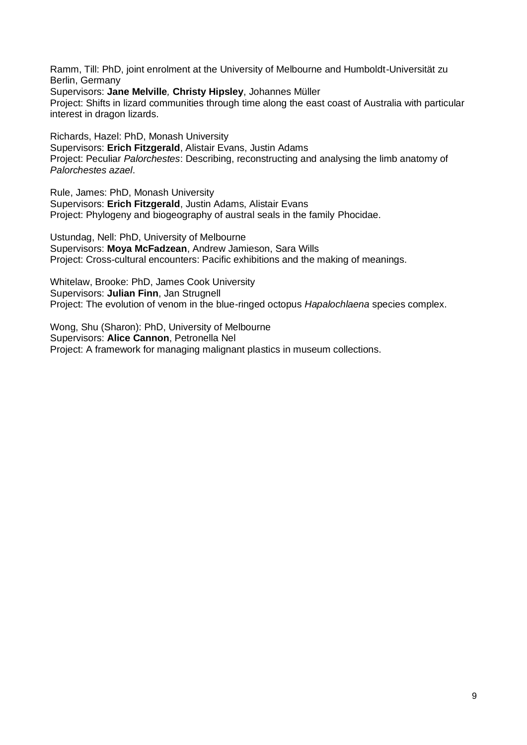Ramm, Till: PhD, joint enrolment at the University of Melbourne and Humboldt-Universität zu Berlin, Germany
Supervisors: **Jane Melville**, **Christy Hipsley**, Johannes Müller
Project: Shifts in lizard communities through time along the east coast of Australia with particular interest in dragon lizards.

Richards, Hazel: PhD, Monash University
Supervisors: **Erich Fitzgerald**, Alistair Evans, Justin Adams
Project: Peculiar *Palorchestes*: Describing, reconstructing and analysing the limb anatomy of *Palorchestes azael*.

Rule, James: PhD, Monash University
Supervisors: **Erich Fitzgerald**, Justin Adams, Alistair Evans
Project: Phylogeny and biogeography of austral seals in the family Phocidae.

Ustundag, Nell: PhD, University of Melbourne
Supervisors: **Moya McFadzean**, Andrew Jamieson, Sara Wills
Project: Cross-cultural encounters: Pacific exhibitions and the making of meanings.

Whitelaw, Brooke: PhD, James Cook University
Supervisors: **Julian Finn**, Jan Strugnell
Project: The evolution of venom in the blue-ringed octopus *Hapalochlaena* species complex.

Wong, Shu (Sharon): PhD, University of Melbourne
Supervisors: **Alice Cannon**, Petronella Nel
Project: A framework for managing malignant plastics in museum collections.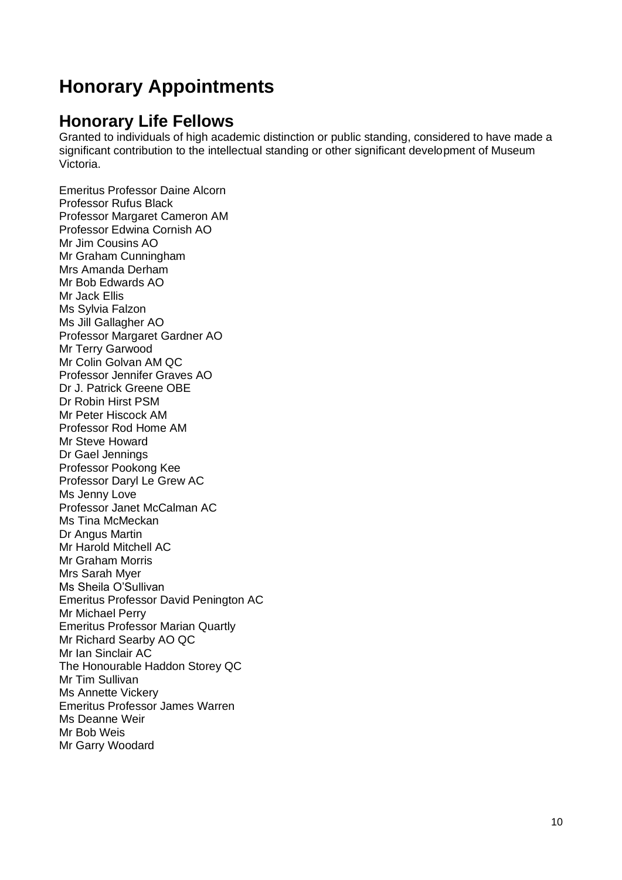# Honorary Appointments

## Honorary Life Fellows

Granted to individuals of high academic distinction or public standing, considered to have made a significant contribution to the intellectual standing or other significant development of Museum Victoria.

Emeritus Professor Daine Alcorn
Professor Rufus Black
Professor Margaret Cameron AM
Professor Edwina Cornish AO
Mr Jim Cousins AO
Mr Graham Cunningham
Mrs Amanda Derham
Mr Bob Edwards AO
Mr Jack Ellis
Ms Sylvia Falzon
Ms Jill Gallagher AO
Professor Margaret Gardner AO
Mr Terry Garwood
Mr Colin Golvan AM QC
Professor Jennifer Graves AO
Dr J. Patrick Greene OBE
Dr Robin Hirst PSM
Mr Peter Hiscock AM
Professor Rod Home AM
Mr Steve Howard
Dr Gael Jennings
Professor Pookong Kee
Professor Daryl Le Grew AC
Ms Jenny Love
Professor Janet McCalman AC
Ms Tina McMeckan
Dr Angus Martin
Mr Harold Mitchell AC
Mr Graham Morris
Mrs Sarah Myer
Ms Sheila O'Sullivan
Emeritus Professor David Penington AC
Mr Michael Perry
Emeritus Professor Marian Quartly
Mr Richard Searby AO QC
Mr Ian Sinclair AC
The Honourable Haddon Storey QC
Mr Tim Sullivan
Ms Annette Vickery
Emeritus Professor James Warren
Ms Deanne Weir
Mr Bob Weis
Mr Garry Woodard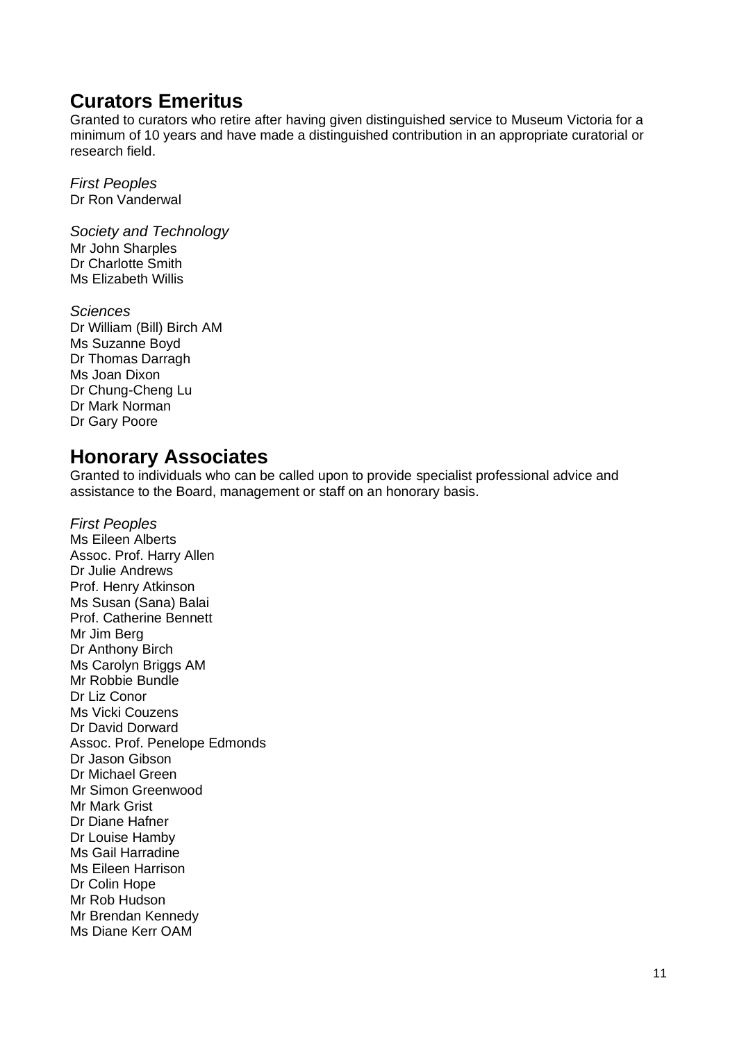## Curators Emeritus

Granted to curators who retire after having given distinguished service to Museum Victoria for a minimum of 10 years and have made a distinguished contribution in an appropriate curatorial or research field.

*First Peoples*
Dr Ron Vanderwal

*Society and Technology*
Mr John Sharples
Dr Charlotte Smith
Ms Elizabeth Willis

*Sciences*
Dr William (Bill) Birch AM
Ms Suzanne Boyd
Dr Thomas Darragh
Ms Joan Dixon
Dr Chung-Cheng Lu
Dr Mark Norman
Dr Gary Poore

## Honorary Associates

Granted to individuals who can be called upon to provide specialist professional advice and assistance to the Board, management or staff on an honorary basis.

*First Peoples*
Ms Eileen Alberts
Assoc. Prof. Harry Allen
Dr Julie Andrews
Prof. Henry Atkinson
Ms Susan (Sana) Balai
Prof. Catherine Bennett
Mr Jim Berg
Dr Anthony Birch
Ms Carolyn Briggs AM
Mr Robbie Bundle
Dr Liz Conor
Ms Vicki Couzens
Dr David Dorward
Assoc. Prof. Penelope Edmonds
Dr Jason Gibson
Dr Michael Green
Mr Simon Greenwood
Mr Mark Grist
Dr Diane Hafner
Dr Louise Hamby
Ms Gail Harradine
Ms Eileen Harrison
Dr Colin Hope
Mr Rob Hudson
Mr Brendan Kennedy
Ms Diane Kerr OAM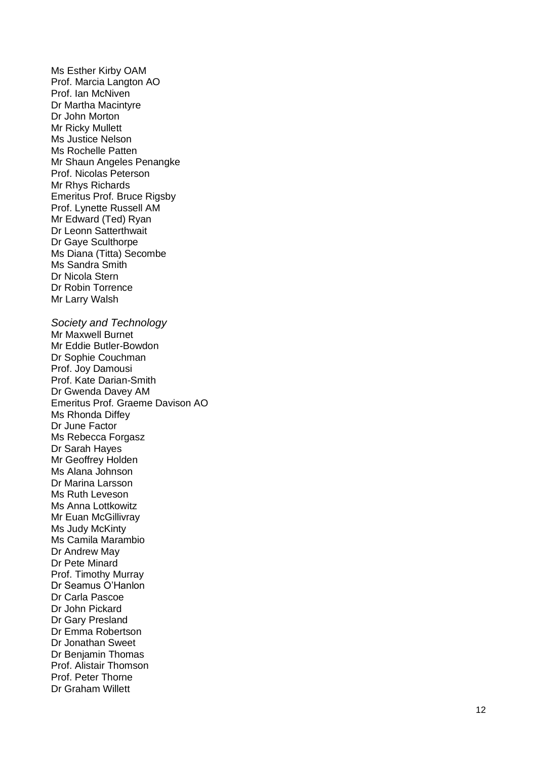Ms Esther Kirby OAM
Prof. Marcia Langton AO
Prof. Ian McNiven
Dr Martha Macintyre
Dr John Morton
Mr Ricky Mullett
Ms Justice Nelson
Ms Rochelle Patten
Mr Shaun Angeles Penangke
Prof. Nicolas Peterson
Mr Rhys Richards
Emeritus Prof. Bruce Rigsby
Prof. Lynette Russell AM
Mr Edward (Ted) Ryan
Dr Leonn Satterthwait
Dr Gaye Sculthorpe
Ms Diana (Titta) Secombe
Ms Sandra Smith
Dr Nicola Stern
Dr Robin Torrence
Mr Larry Walsh

*Society and Technology*
Mr Maxwell Burnet
Mr Eddie Butler-Bowdon
Dr Sophie Couchman
Prof. Joy Damousi
Prof. Kate Darian-Smith
Dr Gwenda Davey AM
Emeritus Prof. Graeme Davison AO
Ms Rhonda Diffey
Dr June Factor
Ms Rebecca Forgasz
Dr Sarah Hayes
Mr Geoffrey Holden
Ms Alana Johnson
Dr Marina Larsson
Ms Ruth Leveson
Ms Anna Lottkowitz
Mr Euan McGillivray
Ms Judy McKinty
Ms Camila Marambio
Dr Andrew May
Dr Pete Minard
Prof. Timothy Murray
Dr Seamus O'Hanlon
Dr Carla Pascoe
Dr John Pickard
Dr Gary Presland
Dr Emma Robertson
Dr Jonathan Sweet
Dr Benjamin Thomas
Prof. Alistair Thomson
Prof. Peter Thorne
Dr Graham Willett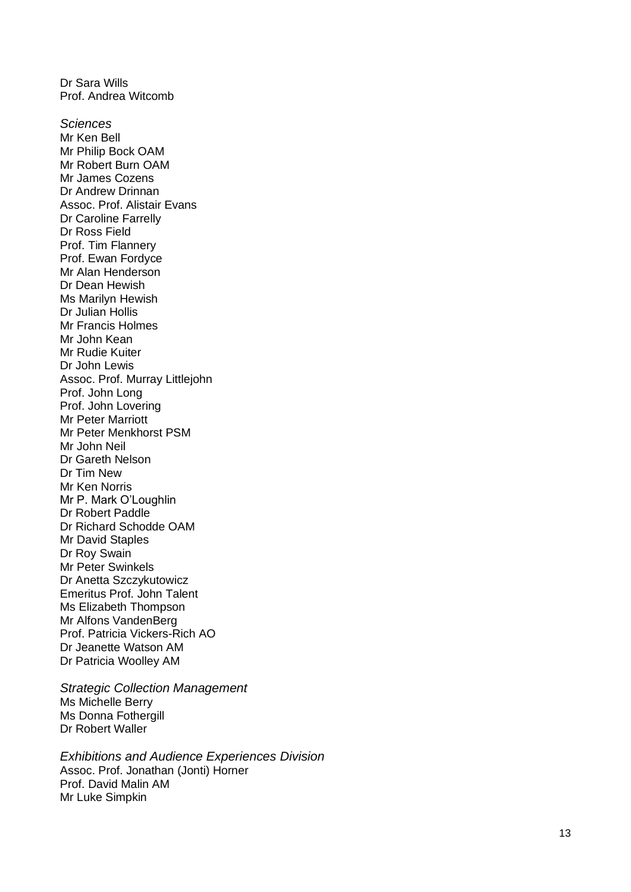Dr Sara Wills
Prof. Andrea Witcomb

*Sciences*
Mr Ken Bell
Mr Philip Bock OAM
Mr Robert Burn OAM
Mr James Cozens
Dr Andrew Drinnan
Assoc. Prof. Alistair Evans
Dr Caroline Farrelly
Dr Ross Field
Prof. Tim Flannery
Prof. Ewan Fordyce
Mr Alan Henderson
Dr Dean Hewish
Ms Marilyn Hewish
Dr Julian Hollis
Mr Francis Holmes
Mr John Kean
Mr Rudie Kuiter
Dr John Lewis
Assoc. Prof. Murray Littlejohn
Prof. John Long
Prof. John Lovering
Mr Peter Marriott
Mr Peter Menkhorst PSM
Mr John Neil
Dr Gareth Nelson
Dr Tim New
Mr Ken Norris
Mr P. Mark O'Loughlin
Dr Robert Paddle
Dr Richard Schodde OAM
Mr David Staples
Dr Roy Swain
Mr Peter Swinkels
Dr Anetta Szczykutowicz
Emeritus Prof. John Talent
Ms Elizabeth Thompson
Mr Alfons VandenBerg
Prof. Patricia Vickers-Rich AO
Dr Jeanette Watson AM
Dr Patricia Woolley AM

*Strategic Collection Management*
Ms Michelle Berry
Ms Donna Fothergill
Dr Robert Waller

*Exhibitions and Audience Experiences Division*
Assoc. Prof. Jonathan (Jonti) Horner
Prof. David Malin AM
Mr Luke Simpkin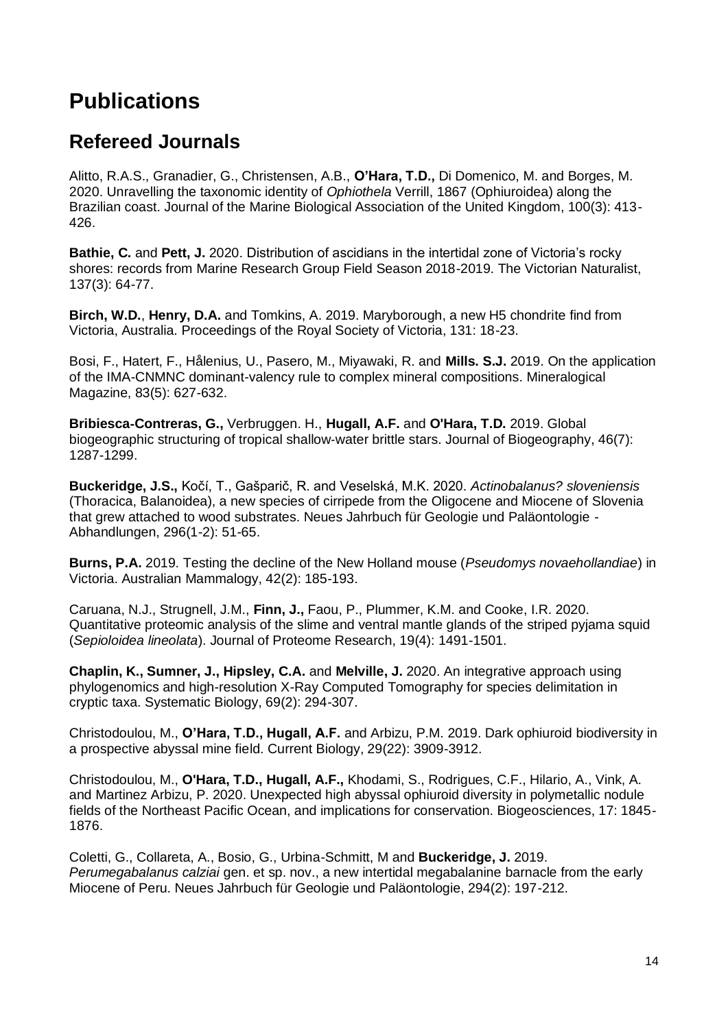# Publications

## Refereed Journals

Alitto, R.A.S., Granadier, G., Christensen, A.B., **O'Hara, T.D.,** Di Domenico, M. and Borges, M. 2020. Unravelling the taxonomic identity of *Ophiothela* Verrill, 1867 (Ophiuroidea) along the Brazilian coast. Journal of the Marine Biological Association of the United Kingdom, 100(3): 413-426.

**Bathie, C.** and **Pett, J.** 2020. Distribution of ascidians in the intertidal zone of Victoria's rocky shores: records from Marine Research Group Field Season 2018-2019. The Victorian Naturalist, 137(3): 64-77.

**Birch, W.D.**, **Henry, D.A.** and Tomkins, A. 2019. Maryborough, a new H5 chondrite find from Victoria, Australia. Proceedings of the Royal Society of Victoria, 131: 18-23.

Bosi, F., Hatert, F., Hålenius, U., Pasero, M., Miyawaki, R. and **Mills, S.J.** 2019. On the application of the IMA-CNMNC dominant-valency rule to complex mineral compositions. Mineralogical Magazine, 83(5): 627-632.

**Bribiesca-Contreras, G.,** Verbruggen. H., **Hugall, A.F.** and **O'Hara, T.D.** 2019. Global biogeographic structuring of tropical shallow-water brittle stars. Journal of Biogeography, 46(7): 1287-1299.

**Buckeridge, J.S.,** Kočí, T., Gašparič, R. and Veselská, M.K. 2020. *Actinobalanus? sloveniensis* (Thoracica, Balanoidea), a new species of cirripede from the Oligocene and Miocene of Slovenia that grew attached to wood substrates. Neues Jahrbuch für Geologie und Paläontologie - Abhandlungen, 296(1-2): 51-65.

**Burns, P.A.** 2019. Testing the decline of the New Holland mouse (*Pseudomys novaehollandiae*) in Victoria. Australian Mammalogy, 42(2): 185-193.

Caruana, N.J., Strugnell, J.M., **Finn, J.,** Faou, P., Plummer, K.M. and Cooke, I.R. 2020. Quantitative proteomic analysis of the slime and ventral mantle glands of the striped pyjama squid (*Sepioloidea lineolata*). Journal of Proteome Research, 19(4): 1491-1501.

**Chaplin, K., Sumner, J., Hipsley, C.A.** and **Melville, J.** 2020. An integrative approach using phylogenomics and high-resolution X-Ray Computed Tomography for species delimitation in cryptic taxa. Systematic Biology, 69(2): 294-307.

Christodoulou, M., **O'Hara, T.D., Hugall, A.F.** and Arbizu, P.M. 2019. Dark ophiuroid biodiversity in a prospective abyssal mine field. Current Biology, 29(22): 3909-3912.

Christodoulou, M., **O'Hara, T.D., Hugall, A.F.,** Khodami, S., Rodrigues, C.F., Hilario, A., Vink, A. and Martinez Arbizu, P. 2020. Unexpected high abyssal ophiuroid diversity in polymetallic nodule fields of the Northeast Pacific Ocean, and implications for conservation. Biogeosciences, 17: 1845-1876.

Coletti, G., Collareta, A., Bosio, G., Urbina-Schmitt, M and **Buckeridge, J.** 2019. *Perumegabalanus calziai* gen. et sp. nov., a new intertidal megabalanine barnacle from the early Miocene of Peru. Neues Jahrbuch für Geologie und Paläontologie, 294(2): 197-212.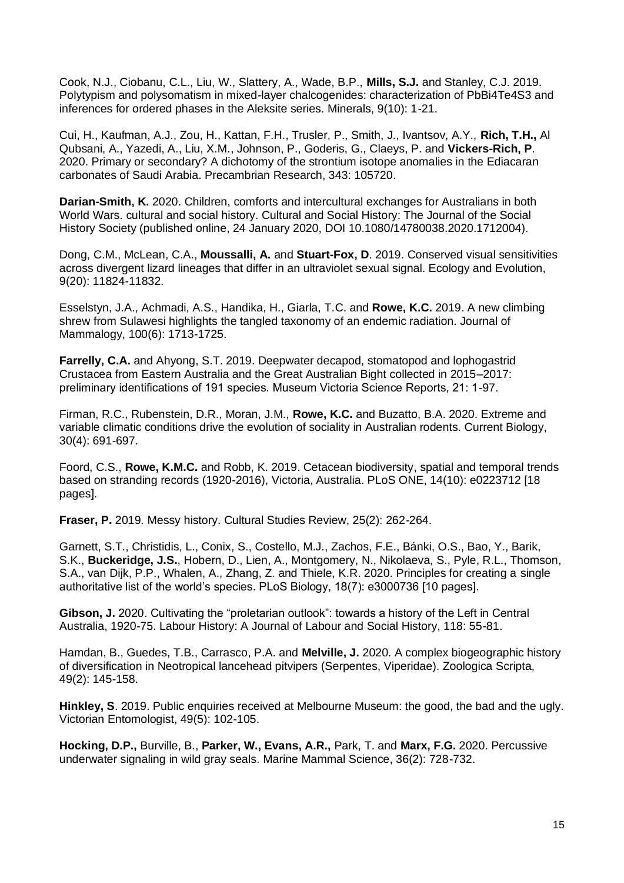Cook, N.J., Ciobanu, C.L., Liu, W., Slattery, A., Wade, B.P., **Mills, S.J.** and Stanley, C.J. 2019. Polytypism and polysomatism in mixed-layer chalcogenides: characterization of PbBi4Te4S3 and inferences for ordered phases in the Aleksite series. Minerals, 9(10): 1-21.

Cui, H., Kaufman, A.J., Zou, H., Kattan, F.H., Trusler, P., Smith, J., Ivantsov, A.Y., **Rich, T.H.,** Al Qubsani, A., Yazedi, A., Liu, X.M., Johnson, P., Goderis, G., Claeys, P. and **Vickers-Rich, P**. 2020. Primary or secondary? A dichotomy of the strontium isotope anomalies in the Ediacaran carbonates of Saudi Arabia. Precambrian Research, 343: 105720.

**Darian-Smith, K.** 2020. Children, comforts and intercultural exchanges for Australians in both World Wars. cultural and social history. Cultural and Social History: The Journal of the Social History Society (published online, 24 January 2020, DOI 10.1080/14780038.2020.1712004).

Dong, C.M., McLean, C.A., **Moussalli, A.** and **Stuart-Fox, D**. 2019. Conserved visual sensitivities across divergent lizard lineages that differ in an ultraviolet sexual signal. Ecology and Evolution, 9(20): 11824-11832.

Esselstyn, J.A., Achmadi, A.S., Handika, H., Giarla, T.C. and **Rowe, K.C.** 2019. A new climbing shrew from Sulawesi highlights the tangled taxonomy of an endemic radiation. Journal of Mammalogy, 100(6): 1713-1725.

**Farrelly, C.A.** and Ahyong, S.T. 2019. Deepwater decapod, stomatopod and lophogastrid Crustacea from Eastern Australia and the Great Australian Bight collected in 2015–2017: preliminary identifications of 191 species. Museum Victoria Science Reports, 21: 1-97.

Firman, R.C., Rubenstein, D.R., Moran, J.M., **Rowe, K.C.** and Buzatto, B.A. 2020. Extreme and variable climatic conditions drive the evolution of sociality in Australian rodents. Current Biology, 30(4): 691-697.

Foord, C.S., **Rowe, K.M.C.** and Robb, K. 2019. Cetacean biodiversity, spatial and temporal trends based on stranding records (1920-2016), Victoria, Australia. PLoS ONE, 14(10): e0223712 [18 pages].

**Fraser, P.** 2019. Messy history. Cultural Studies Review, 25(2): 262-264.

Garnett, S.T., Christidis, L., Conix, S., Costello, M.J., Zachos, F.E., Bánki, O.S., Bao, Y., Barik, S.K., **Buckeridge, J.S.**, Hobern, D., Lien, A., Montgomery, N., Nikolaeva, S., Pyle, R.L., Thomson, S.A., van Dijk, P.P., Whalen, A., Zhang, Z. and Thiele, K.R. 2020. Principles for creating a single authoritative list of the world's species. PLoS Biology, 18(7): e3000736 [10 pages].

**Gibson, J.** 2020. Cultivating the "proletarian outlook": towards a history of the Left in Central Australia, 1920-75. Labour History: A Journal of Labour and Social History, 118: 55-81.

Hamdan, B., Guedes, T.B., Carrasco, P.A. and **Melville, J.** 2020. A complex biogeographic history of diversification in Neotropical lancehead pitvipers (Serpentes, Viperidae). Zoologica Scripta, 49(2): 145-158.

**Hinkley, S**. 2019. Public enquiries received at Melbourne Museum: the good, the bad and the ugly. Victorian Entomologist, 49(5): 102-105.

**Hocking, D.P.,** Burville, B., **Parker, W., Evans, A.R.,** Park, T. and **Marx, F.G.** 2020. Percussive underwater signaling in wild gray seals. Marine Mammal Science, 36(2): 728-732.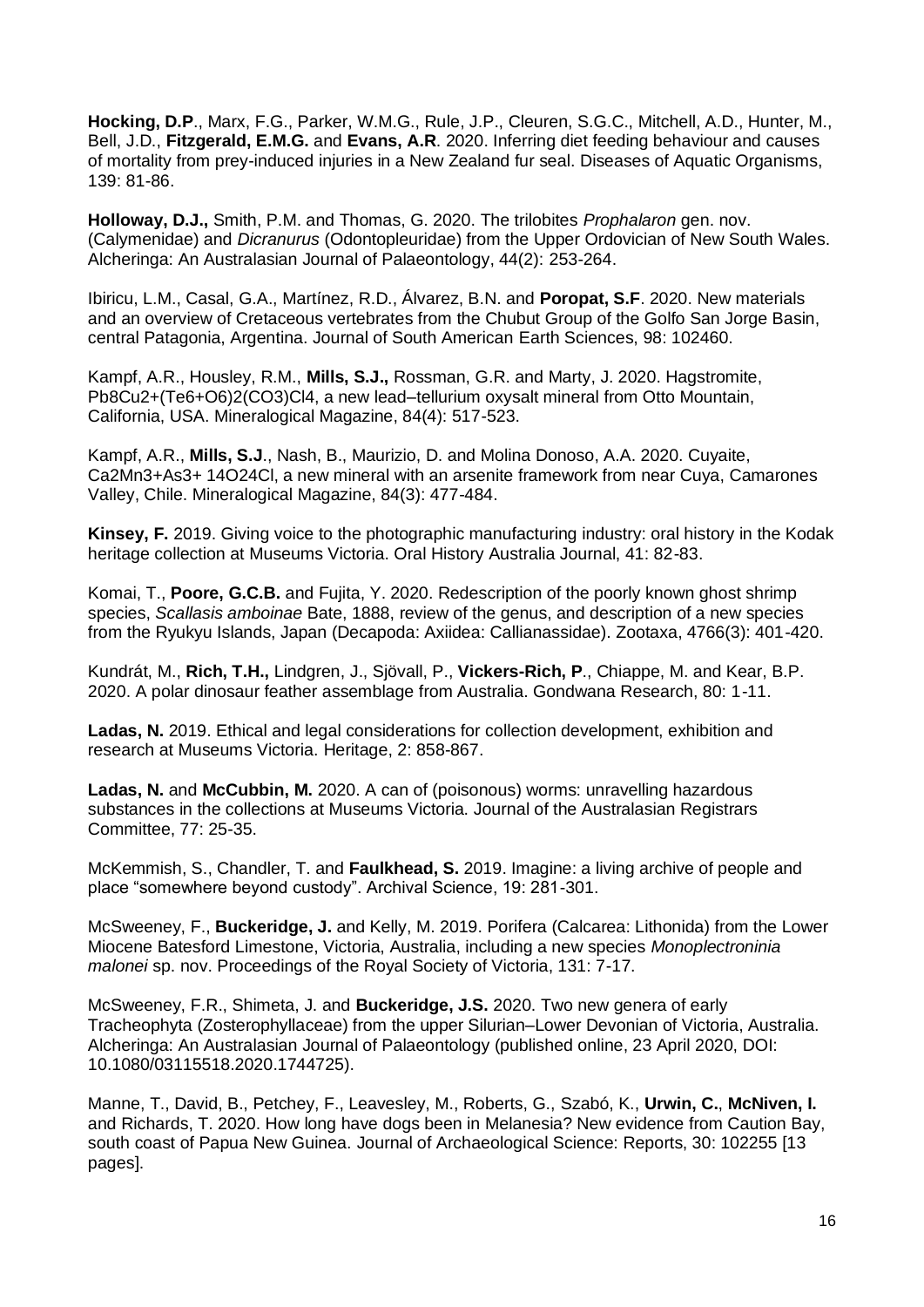**Hocking, D.P**., Marx, F.G., Parker, W.M.G., Rule, J.P., Cleuren, S.G.C., Mitchell, A.D., Hunter, M., Bell, J.D., **Fitzgerald, E.M.G.** and **Evans, A.R**. 2020. Inferring diet feeding behaviour and causes of mortality from prey-induced injuries in a New Zealand fur seal. Diseases of Aquatic Organisms, 139: 81-86.

**Holloway, D.J.,** Smith, P.M. and Thomas, G. 2020. The trilobites *Prophalaron* gen. nov. (Calymenidae) and *Dicranurus* (Odontopleuridae) from the Upper Ordovician of New South Wales. Alcheringa: An Australasian Journal of Palaeontology, 44(2): 253-264.

Ibiricu, L.M., Casal, G.A., Martínez, R.D., Álvarez, B.N. and **Poropat, S.F**. 2020. New materials and an overview of Cretaceous vertebrates from the Chubut Group of the Golfo San Jorge Basin, central Patagonia, Argentina. Journal of South American Earth Sciences, 98: 102460.

Kampf, A.R., Housley, R.M., **Mills, S.J.,** Rossman, G.R. and Marty, J. 2020. Hagstromite, Pb8Cu2+(Te6+O6)2(CO3)Cl4, a new lead–tellurium oxysalt mineral from Otto Mountain, California, USA. Mineralogical Magazine, 84(4): 517-523.

Kampf, A.R., **Mills, S.J**., Nash, B., Maurizio, D. and Molina Donoso, A.A. 2020. Cuyaite, Ca2Mn3+As3+ 14O24Cl, a new mineral with an arsenite framework from near Cuya, Camarones Valley, Chile. Mineralogical Magazine, 84(3): 477-484.

**Kinsey, F.** 2019. Giving voice to the photographic manufacturing industry: oral history in the Kodak heritage collection at Museums Victoria. Oral History Australia Journal, 41: 82-83.

Komai, T., **Poore, G.C.B.** and Fujita, Y. 2020. Redescription of the poorly known ghost shrimp species, *Scallasis amboinae* Bate, 1888, review of the genus, and description of a new species from the Ryukyu Islands, Japan (Decapoda: Axiidea: Callianassidae). Zootaxa, 4766(3): 401-420.

Kundrát, M., **Rich, T.H.,** Lindgren, J., Sjövall, P., **Vickers-Rich, P**., Chiappe, M. and Kear, B.P. 2020. A polar dinosaur feather assemblage from Australia. Gondwana Research, 80: 1-11.

**Ladas, N.** 2019. Ethical and legal considerations for collection development, exhibition and research at Museums Victoria. Heritage, 2: 858-867.

**Ladas, N.** and **McCubbin, M.** 2020. A can of (poisonous) worms: unravelling hazardous substances in the collections at Museums Victoria. Journal of the Australasian Registrars Committee, 77: 25-35.

McKemmish, S., Chandler, T. and **Faulkhead, S.** 2019. Imagine: a living archive of people and place "somewhere beyond custody". Archival Science, 19: 281-301.

McSweeney, F., **Buckeridge, J.** and Kelly, M. 2019. Porifera (Calcarea: Lithonida) from the Lower Miocene Batesford Limestone, Victoria, Australia, including a new species *Monoplectroninia malonei* sp. nov. Proceedings of the Royal Society of Victoria, 131: 7-17.

McSweeney, F.R., Shimeta, J. and **Buckeridge, J.S.** 2020. Two new genera of early Tracheophyta (Zosterophyllaceae) from the upper Silurian–Lower Devonian of Victoria, Australia. Alcheringa: An Australasian Journal of Palaeontology (published online, 23 April 2020, DOI: 10.1080/03115518.2020.1744725).

Manne, T., David, B., Petchey, F., Leavesley, M., Roberts, G., Szabó, K., **Urwin, C.**, **McNiven, I.** and Richards, T. 2020. How long have dogs been in Melanesia? New evidence from Caution Bay, south coast of Papua New Guinea. Journal of Archaeological Science: Reports, 30: 102255 [13 pages].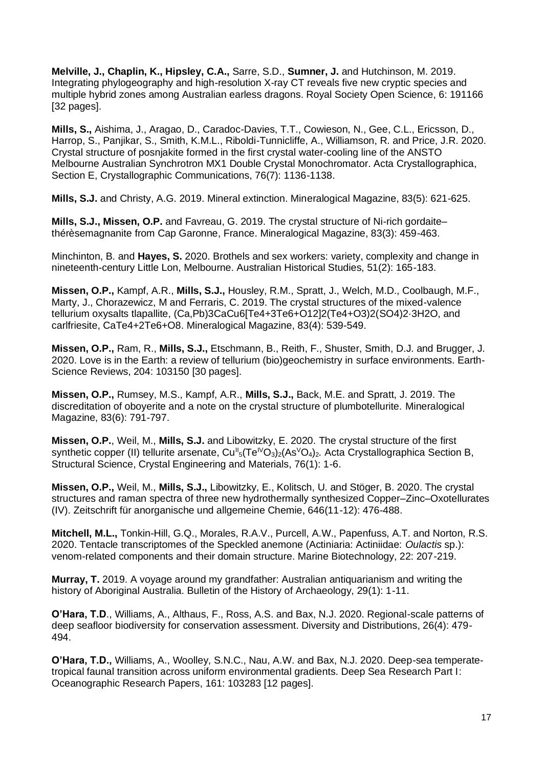**Melville, J., Chaplin, K., Hipsley, C.A.,** Sarre, S.D., **Sumner, J.** and Hutchinson, M. 2019. Integrating phylogeography and high-resolution X-ray CT reveals five new cryptic species and multiple hybrid zones among Australian earless dragons. Royal Society Open Science, 6: 191166 [32 pages].

**Mills, S.,** Aishima, J., Aragao, D., Caradoc-Davies, T.T., Cowieson, N., Gee, C.L., Ericsson, D., Harrop, S., Panjikar, S., Smith, K.M.L., Riboldi-Tunnicliffe, A., Williamson, R. and Price, J.R. 2020. Crystal structure of posnjakite formed in the first crystal water-cooling line of the ANSTO Melbourne Australian Synchrotron MX1 Double Crystal Monochromator. Acta Crystallographica, Section E, Crystallographic Communications, 76(7): 1136-1138.

**Mills, S.J.** and Christy, A.G. 2019. Mineral extinction. Mineralogical Magazine, 83(5): 621-625.

**Mills, S.J., Missen, O.P.** and Favreau, G. 2019. The crystal structure of Ni-rich gordaite–thérèsemagnanite from Cap Garonne, France. Mineralogical Magazine, 83(3): 459-463.

Minchinton, B. and **Hayes, S.** 2020. Brothels and sex workers: variety, complexity and change in nineteenth-century Little Lon, Melbourne. Australian Historical Studies, 51(2): 165-183.

**Missen, O.P.,** Kampf, A.R., **Mills, S.J.,** Housley, R.M., Spratt, J., Welch, M.D., Coolbaugh, M.F., Marty, J., Chorazewicz, M and Ferraris, C. 2019. The crystal structures of the mixed-valence tellurium oxysalts tlapallite, (Ca,Pb)3CaCu6[Te4+3Te6+O12]2(Te4+O3)2(SO4)2·3H2O, and carlfriesite, CaTe4+2Te6+O8. Mineralogical Magazine, 83(4): 539-549.

**Missen, O.P.,** Ram, R., **Mills, S.J.,** Etschmann, B., Reith, F., Shuster, Smith, D.J. and Brugger, J. 2020. Love is in the Earth: a review of tellurium (bio)geochemistry in surface environments. Earth-Science Reviews, 204: 103150 [30 pages].

**Missen, O.P.,** Rumsey, M.S., Kampf, A.R., **Mills, S.J.,** Back, M.E. and Spratt, J. 2019. The discreditation of oboyerite and a note on the crystal structure of plumbotellurite. Mineralogical Magazine, 83(6): 791-797.

**Missen, O.P.**, Weil, M., **Mills, S.J.** and Libowitzky, E. 2020. The crystal structure of the first synthetic copper (II) tellurite arsenate, $Cu^{II}_5(Te^{IV}O_3)_2(As^{V}O_4)_2$. Acta Crystallographica Section B, Structural Science, Crystal Engineering and Materials, 76(1): 1-6.

**Missen, O.P.,** Weil, M., **Mills, S.J.,** Libowitzky, E., Kolitsch, U. and Stöger, B. 2020. The crystal structures and raman spectra of three new hydrothermally synthesized Copper–Zinc–Oxotellurates (IV). Zeitschrift für anorganische und allgemeine Chemie, 646(11-12): 476-488.

**Mitchell, M.L.,** Tonkin-Hill, G.Q., Morales, R.A.V., Purcell, A.W., Papenfuss, A.T. and Norton, R.S. 2020. Tentacle transcriptomes of the Speckled anemone (Actiniaria: Actiniidae: *Oulactis* sp.): venom-related components and their domain structure. Marine Biotechnology, 22: 207-219.

**Murray, T.** 2019. A voyage around my grandfather: Australian antiquarianism and writing the history of Aboriginal Australia. Bulletin of the History of Archaeology, 29(1): 1-11.

**O'Hara, T.D**., Williams, A., Althaus, F., Ross, A.S. and Bax, N.J. 2020. Regional-scale patterns of deep seafloor biodiversity for conservation assessment. Diversity and Distributions, 26(4): 479-494.

**O'Hara, T.D.,** Williams, A., Woolley, S.N.C., Nau, A.W. and Bax, N.J. 2020. Deep-sea temperate-tropical faunal transition across uniform environmental gradients. Deep Sea Research Part I: Oceanographic Research Papers, 161: 103283 [12 pages].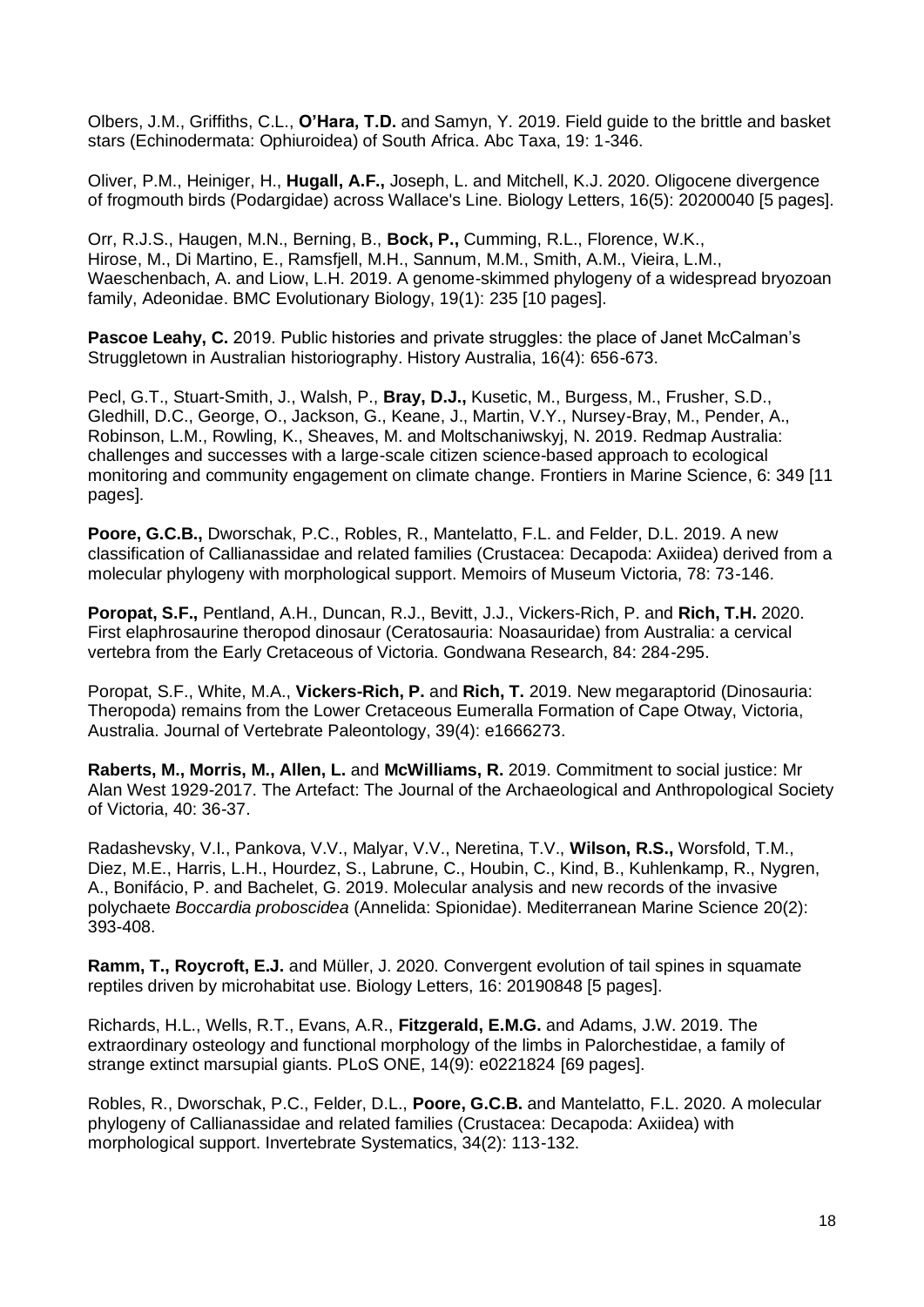Olbers, J.M., Griffiths, C.L., **O'Hara, T.D.** and Samyn, Y. 2019. Field guide to the brittle and basket stars (Echinodermata: Ophiuroidea) of South Africa. Abc Taxa, 19: 1-346.

Oliver, P.M., Heiniger, H., **Hugall, A.F.,** Joseph, L. and Mitchell, K.J. 2020. Oligocene divergence of frogmouth birds (Podargidae) across Wallace's Line. Biology Letters, 16(5): 20200040 [5 pages].

Orr, R.J.S., Haugen, M.N., Berning, B., **Bock, P.,** Cumming, R.L., Florence, W.K., Hirose, M., Di Martino, E., Ramsfjell, M.H., Sannum, M.M., Smith, A.M., Vieira, L.M., Waeschenbach, A. and Liow, L.H. 2019. A genome-skimmed phylogeny of a widespread bryozoan family, Adeonidae. BMC Evolutionary Biology, 19(1): 235 [10 pages].

**Pascoe Leahy, C.** 2019. Public histories and private struggles: the place of Janet McCalman's Struggletown in Australian historiography. History Australia, 16(4): 656-673.

Pecl, G.T., Stuart-Smith, J., Walsh, P., **Bray, D.J.,** Kusetic, M., Burgess, M., Frusher, S.D., Gledhill, D.C., George, O., Jackson, G., Keane, J., Martin, V.Y., Nursey-Bray, M., Pender, A., Robinson, L.M., Rowling, K., Sheaves, M. and Moltschaniwskyj, N. 2019. Redmap Australia: challenges and successes with a large-scale citizen science-based approach to ecological monitoring and community engagement on climate change. Frontiers in Marine Science, 6: 349 [11 pages].

**Poore, G.C.B.,** Dworschak, P.C., Robles, R., Mantelatto, F.L. and Felder, D.L. 2019. A new classification of Callianassidae and related families (Crustacea: Decapoda: Axiidea) derived from a molecular phylogeny with morphological support. Memoirs of Museum Victoria, 78: 73-146.

**Poropat, S.F.,** Pentland, A.H., Duncan, R.J., Bevitt, J.J., Vickers-Rich, P. and **Rich, T.H.** 2020. First elaphrosaurine theropod dinosaur (Ceratosauria: Noasauridae) from Australia: a cervical vertebra from the Early Cretaceous of Victoria. Gondwana Research, 84: 284-295.

Poropat, S.F., White, M.A., **Vickers-Rich, P.** and **Rich, T.** 2019. New megaraptorid (Dinosauria: Theropoda) remains from the Lower Cretaceous Eumeralla Formation of Cape Otway, Victoria, Australia. Journal of Vertebrate Paleontology, 39(4): e1666273.

**Raberts, M., Morris, M., Allen, L.** and **McWilliams, R.** 2019. Commitment to social justice: Mr Alan West 1929-2017. The Artefact: The Journal of the Archaeological and Anthropological Society of Victoria, 40: 36-37.

Radashevsky, V.I., Pankova, V.V., Malyar, V.V., Neretina, T.V., **Wilson, R.S.,** Worsfold, T.M., Diez, M.E., Harris, L.H., Hourdez, S., Labrune, C., Houbin, C., Kind, B., Kuhlenkamp, R., Nygren, A., Bonifácio, P. and Bachelet, G. 2019. Molecular analysis and new records of the invasive polychaete *Boccardia proboscidea* (Annelida: Spionidae). Mediterranean Marine Science 20(2): 393-408.

**Ramm, T., Roycroft, E.J.** and Müller, J. 2020. Convergent evolution of tail spines in squamate reptiles driven by microhabitat use. Biology Letters, 16: 20190848 [5 pages].

Richards, H.L., Wells, R.T., Evans, A.R., **Fitzgerald, E.M.G.** and Adams, J.W. 2019. The extraordinary osteology and functional morphology of the limbs in Palorchestidae, a family of strange extinct marsupial giants. PLoS ONE, 14(9): e0221824 [69 pages].

Robles, R., Dworschak, P.C., Felder, D.L., **Poore, G.C.B.** and Mantelatto, F.L. 2020. A molecular phylogeny of Callianassidae and related families (Crustacea: Decapoda: Axiidea) with morphological support. Invertebrate Systematics, 34(2): 113-132.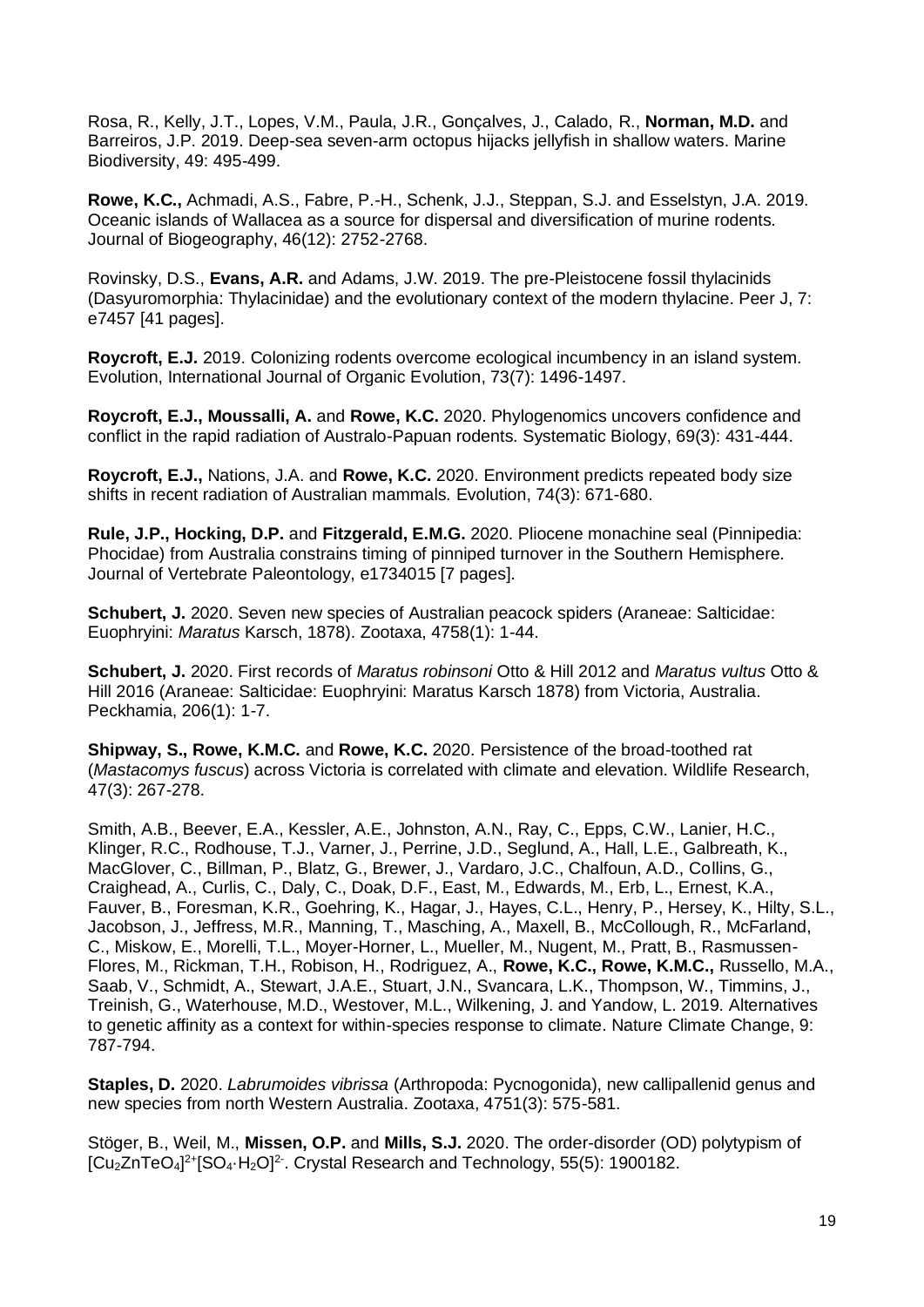Rosa, R., Kelly, J.T., Lopes, V.M., Paula, J.R., Gonçalves, J., Calado, R., **Norman, M.D.** and Barreiros, J.P. 2019. Deep-sea seven-arm octopus hijacks jellyfish in shallow waters. Marine Biodiversity, 49: 495-499.

**Rowe, K.C.,** Achmadi, A.S., Fabre, P.-H., Schenk, J.J., Steppan, S.J. and Esselstyn, J.A. 2019. Oceanic islands of Wallacea as a source for dispersal and diversification of murine rodents. Journal of Biogeography, 46(12): 2752-2768.

Rovinsky, D.S., **Evans, A.R.** and Adams, J.W. 2019. The pre-Pleistocene fossil thylacinids (Dasyuromorphia: Thylacinidae) and the evolutionary context of the modern thylacine. Peer J, 7: e7457 [41 pages].

**Roycroft, E.J.** 2019. Colonizing rodents overcome ecological incumbency in an island system. Evolution, International Journal of Organic Evolution, 73(7): 1496-1497.

**Roycroft, E.J., Moussalli, A.** and **Rowe, K.C.** 2020. Phylogenomics uncovers confidence and conflict in the rapid radiation of Australo-Papuan rodents. Systematic Biology, 69(3): 431-444.

**Roycroft, E.J.,** Nations, J.A. and **Rowe, K.C.** 2020. Environment predicts repeated body size shifts in recent radiation of Australian mammals. Evolution, 74(3): 671-680.

**Rule, J.P., Hocking, D.P.** and **Fitzgerald, E.M.G.** 2020. Pliocene monachine seal (Pinnipedia: Phocidae) from Australia constrains timing of pinniped turnover in the Southern Hemisphere. Journal of Vertebrate Paleontology, e1734015 [7 pages].

**Schubert, J.** 2020. Seven new species of Australian peacock spiders (Araneae: Salticidae: Euophryini: *Maratus* Karsch, 1878). Zootaxa, 4758(1): 1-44.

**Schubert, J.** 2020. First records of *Maratus robinsoni* Otto & Hill 2012 and *Maratus vultus* Otto & Hill 2016 (Araneae: Salticidae: Euophryini: Maratus Karsch 1878) from Victoria, Australia. Peckhamia, 206(1): 1-7.

**Shipway, S., Rowe, K.M.C.** and **Rowe, K.C.** 2020. Persistence of the broad-toothed rat (*Mastacomys fuscus*) across Victoria is correlated with climate and elevation. Wildlife Research, 47(3): 267-278.

Smith, A.B., Beever, E.A., Kessler, A.E., Johnston, A.N., Ray, C., Epps, C.W., Lanier, H.C., Klinger, R.C., Rodhouse, T.J., Varner, J., Perrine, J.D., Seglund, A., Hall, L.E., Galbreath, K., MacGlover, C., Billman, P., Blatz, G., Brewer, J., Vardaro, J.C., Chalfoun, A.D., Collins, G., Craighead, A., Curlis, C., Daly, C., Doak, D.F., East, M., Edwards, M., Erb, L., Ernest, K.A., Fauver, B., Foresman, K.R., Goehring, K., Hagar, J., Hayes, C.L., Henry, P., Hersey, K., Hilty, S.L., Jacobson, J., Jeffress, M.R., Manning, T., Masching, A., Maxell, B., McCollough, R., McFarland, C., Miskow, E., Morelli, T.L., Moyer-Horner, L., Mueller, M., Nugent, M., Pratt, B., Rasmussen-Flores, M., Rickman, T.H., Robison, H., Rodriguez, A., **Rowe, K.C., Rowe, K.M.C.,** Russello, M.A., Saab, V., Schmidt, A., Stewart, J.A.E., Stuart, J.N., Svancara, L.K., Thompson, W., Timmins, J., Treinish, G., Waterhouse, M.D., Westover, M.L., Wilkening, J. and Yandow, L. 2019. Alternatives to genetic affinity as a context for within-species response to climate. Nature Climate Change, 9: 787-794.

**Staples, D.** 2020. *Labrumoides vibrissa* (Arthropoda: Pycnogonida), new callipallenid genus and new species from north Western Australia. Zootaxa, 4751(3): 575-581.

Stöger, B., Weil, M., **Missen, O.P.** and **Mills, S.J.** 2020. The order-disorder (OD) polytypism of $[Cu_2ZnTeO_4]^{2+}[SO_4{\cdot}H_2O]^{2-}$. Crystal Research and Technology, 55(5): 1900182.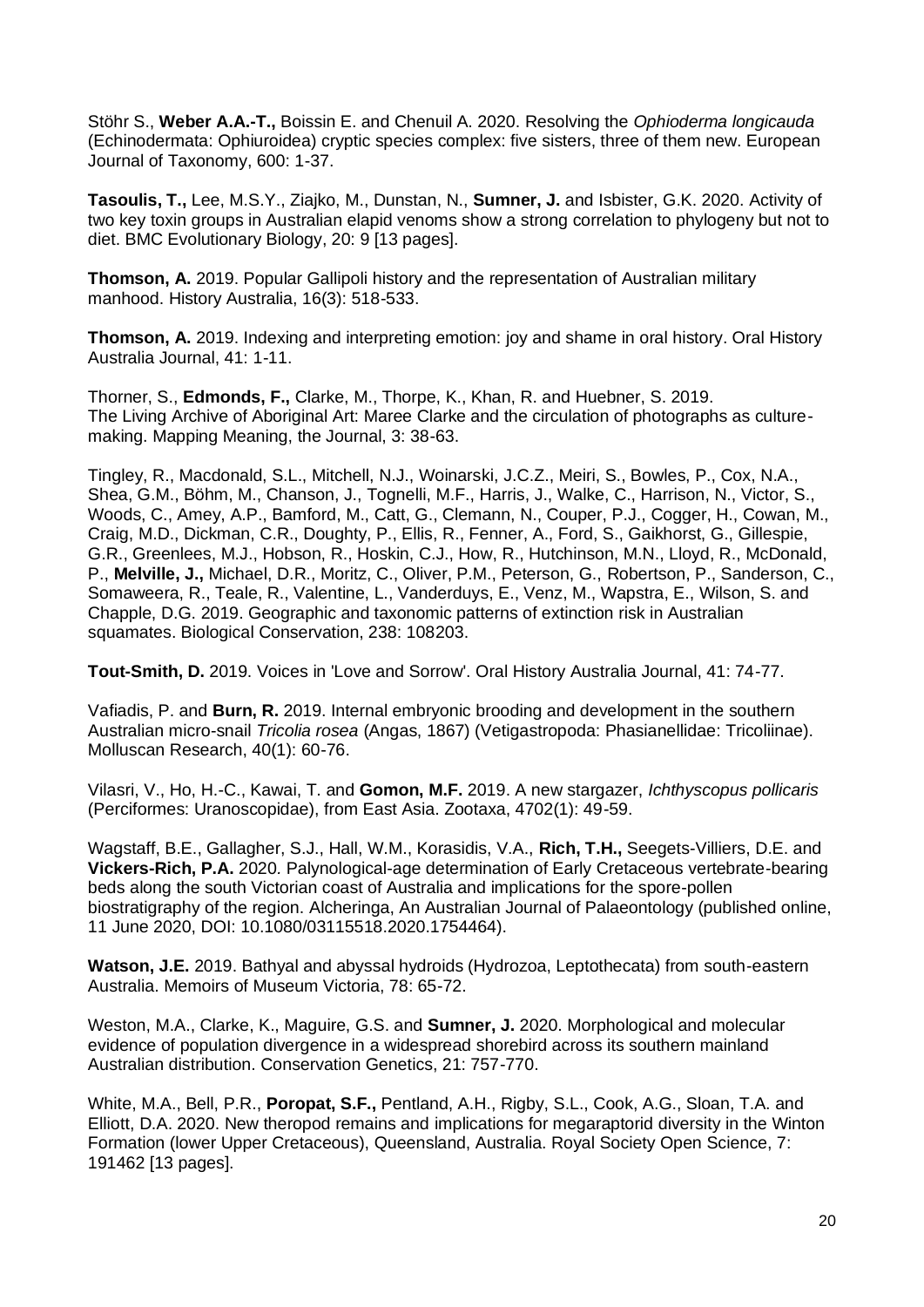Stöhr S., **Weber A.A.-T.,** Boissin E. and Chenuil A. 2020. Resolving the *Ophioderma longicauda* (Echinodermata: Ophiuroidea) cryptic species complex: five sisters, three of them new. European Journal of Taxonomy, 600: 1-37.

**Tasoulis, T.,** Lee, M.S.Y., Ziajko, M., Dunstan, N., **Sumner, J.** and Isbister, G.K. 2020. Activity of two key toxin groups in Australian elapid venoms show a strong correlation to phylogeny but not to diet. BMC Evolutionary Biology, 20: 9 [13 pages].

**Thomson, A.** 2019. Popular Gallipoli history and the representation of Australian military manhood. History Australia, 16(3): 518-533.

**Thomson, A.** 2019. Indexing and interpreting emotion: joy and shame in oral history. Oral History Australia Journal, 41: 1-11.

Thorner, S., **Edmonds, F.,** Clarke, M., Thorpe, K., Khan, R. and Huebner, S. 2019. The Living Archive of Aboriginal Art: Maree Clarke and the circulation of photographs as culture-making. Mapping Meaning, the Journal, 3: 38-63.

Tingley, R., Macdonald, S.L., Mitchell, N.J., Woinarski, J.C.Z., Meiri, S., Bowles, P., Cox, N.A., Shea, G.M., Böhm, M., Chanson, J., Tognelli, M.F., Harris, J., Walke, C., Harrison, N., Victor, S., Woods, C., Amey, A.P., Bamford, M., Catt, G., Clemann, N., Couper, P.J., Cogger, H., Cowan, M., Craig, M.D., Dickman, C.R., Doughty, P., Ellis, R., Fenner, A., Ford, S., Gaikhorst, G., Gillespie, G.R., Greenlees, M.J., Hobson, R., Hoskin, C.J., How, R., Hutchinson, M.N., Lloyd, R., McDonald, P., **Melville, J.,** Michael, D.R., Moritz, C., Oliver, P.M., Peterson, G., Robertson, P., Sanderson, C., Somaweera, R., Teale, R., Valentine, L., Vanderduys, E., Venz, M., Wapstra, E., Wilson, S. and Chapple, D.G. 2019. Geographic and taxonomic patterns of extinction risk in Australian squamates. Biological Conservation, 238: 108203.

**Tout-Smith, D.** 2019. Voices in 'Love and Sorrow'. Oral History Australia Journal, 41: 74-77.

Vafiadis, P. and **Burn, R.** 2019. Internal embryonic brooding and development in the southern Australian micro-snail *Tricolia rosea* (Angas, 1867) (Vetigastropoda: Phasianellidae: Tricoliinae). Molluscan Research, 40(1): 60-76.

Vilasri, V., Ho, H.-C., Kawai, T. and **Gomon, M.F.** 2019. A new stargazer, *Ichthyscopus pollicaris* (Perciformes: Uranoscopidae), from East Asia. Zootaxa, 4702(1): 49-59.

Wagstaff, B.E., Gallagher, S.J., Hall, W.M., Korasidis, V.A., **Rich, T.H.,** Seegets-Villiers, D.E. and **Vickers-Rich, P.A.** 2020. Palynological-age determination of Early Cretaceous vertebrate-bearing beds along the south Victorian coast of Australia and implications for the spore-pollen biostratigraphy of the region. Alcheringa, An Australian Journal of Palaeontology (published online, 11 June 2020, DOI: 10.1080/03115518.2020.1754464).

**Watson, J.E.** 2019. Bathyal and abyssal hydroids (Hydrozoa, Leptothecata) from south-eastern Australia. Memoirs of Museum Victoria, 78: 65-72.

Weston, M.A., Clarke, K., Maguire, G.S. and **Sumner, J.** 2020. Morphological and molecular evidence of population divergence in a widespread shorebird across its southern mainland Australian distribution. Conservation Genetics, 21: 757-770.

White, M.A., Bell, P.R., **Poropat, S.F.,** Pentland, A.H., Rigby, S.L., Cook, A.G., Sloan, T.A. and Elliott, D.A. 2020. New theropod remains and implications for megaraptorid diversity in the Winton Formation (lower Upper Cretaceous), Queensland, Australia. Royal Society Open Science, 7: 191462 [13 pages].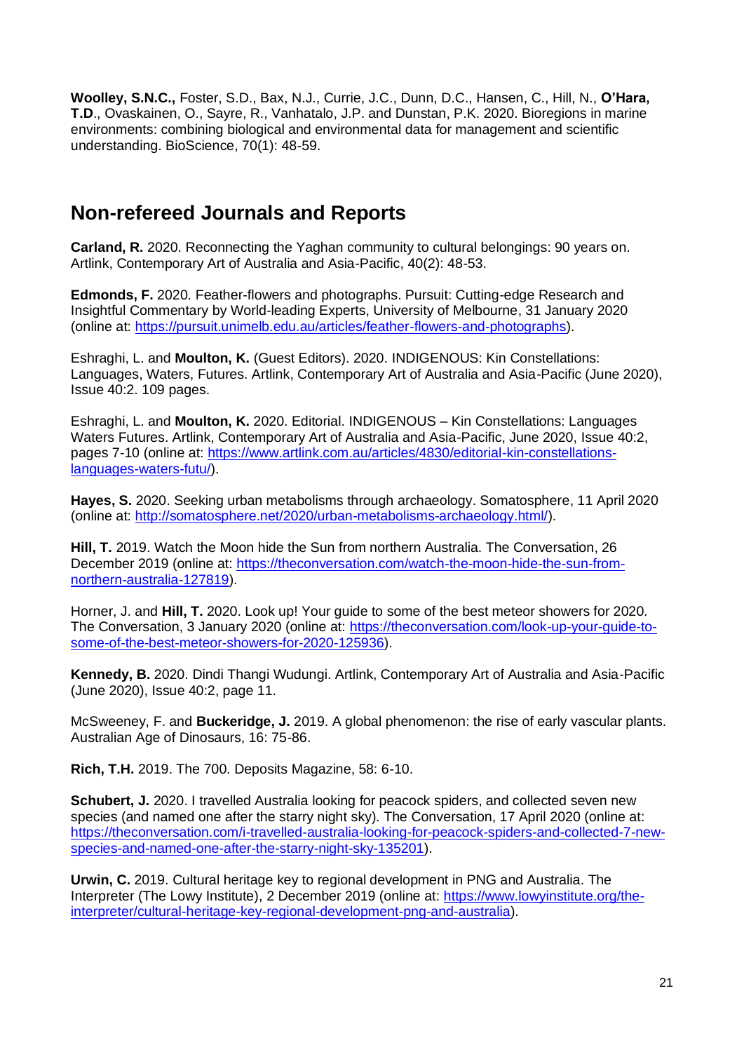**Woolley, S.N.C.,** Foster, S.D., Bax, N.J., Currie, J.C., Dunn, D.C., Hansen, C., Hill, N., **O'Hara, T.D**., Ovaskainen, O., Sayre, R., Vanhatalo, J.P. and Dunstan, P.K. 2020. Bioregions in marine environments: combining biological and environmental data for management and scientific understanding. BioScience, 70(1): 48-59.

## Non-refereed Journals and Reports

**Carland, R.** 2020. Reconnecting the Yaghan community to cultural belongings: 90 years on. Artlink, Contemporary Art of Australia and Asia-Pacific, 40(2): 48-53.

**Edmonds, F.** 2020. Feather-flowers and photographs. Pursuit: Cutting-edge Research and Insightful Commentary by World-leading Experts, University of Melbourne, 31 January 2020 (online at: https://pursuit.unimelb.edu.au/articles/feather-flowers-and-photographs).

Eshraghi, L. and **Moulton, K.** (Guest Editors). 2020. INDIGENOUS: Kin Constellations: Languages, Waters, Futures. Artlink, Contemporary Art of Australia and Asia-Pacific (June 2020), Issue 40:2. 109 pages.

Eshraghi, L. and **Moulton, K.** 2020. Editorial. INDIGENOUS – Kin Constellations: Languages Waters Futures. Artlink, Contemporary Art of Australia and Asia-Pacific, June 2020, Issue 40:2, pages 7-10 (online at: https://www.artlink.com.au/articles/4830/editorial-kin-constellations-languages-waters-futu/).

**Hayes, S.** 2020. Seeking urban metabolisms through archaeology. Somatosphere, 11 April 2020 (online at: http://somatosphere.net/2020/urban-metabolisms-archaeology.html/).

**Hill, T.** 2019. Watch the Moon hide the Sun from northern Australia. The Conversation, 26 December 2019 (online at: https://theconversation.com/watch-the-moon-hide-the-sun-from-northern-australia-127819).

Horner, J. and **Hill, T.** 2020. Look up! Your guide to some of the best meteor showers for 2020. The Conversation, 3 January 2020 (online at: https://theconversation.com/look-up-your-guide-to-some-of-the-best-meteor-showers-for-2020-125936).

**Kennedy, B.** 2020. Dindi Thangi Wudungi. Artlink, Contemporary Art of Australia and Asia-Pacific (June 2020), Issue 40:2, page 11.

McSweeney, F. and **Buckeridge, J.** 2019. A global phenomenon: the rise of early vascular plants. Australian Age of Dinosaurs, 16: 75-86.

**Rich, T.H.** 2019. The 700. Deposits Magazine, 58: 6-10.

**Schubert, J.** 2020. I travelled Australia looking for peacock spiders, and collected seven new species (and named one after the starry night sky). The Conversation, 17 April 2020 (online at: https://theconversation.com/i-travelled-australia-looking-for-peacock-spiders-and-collected-7-new-species-and-named-one-after-the-starry-night-sky-135201).

**Urwin, C.** 2019. Cultural heritage key to regional development in PNG and Australia. The Interpreter (The Lowy Institute), 2 December 2019 (online at: https://www.lowyinstitute.org/the-interpreter/cultural-heritage-key-regional-development-png-and-australia).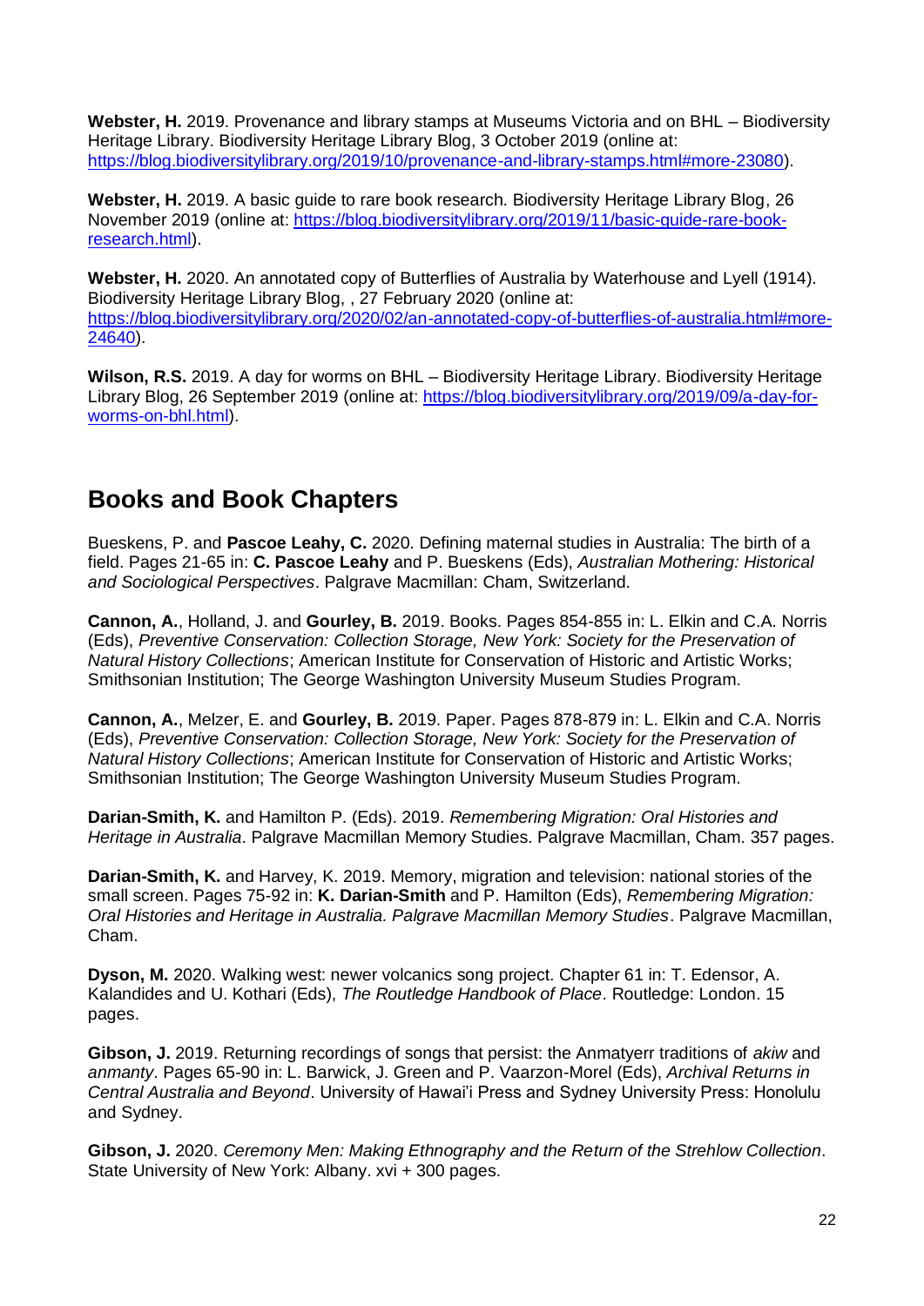**Webster, H.** 2019. Provenance and library stamps at Museums Victoria and on BHL – Biodiversity Heritage Library. Biodiversity Heritage Library Blog, 3 October 2019 (online at: https://blog.biodiversitylibrary.org/2019/10/provenance-and-library-stamps.html#more-23080).

**Webster, H.** 2019. A basic guide to rare book research. Biodiversity Heritage Library Blog, 26 November 2019 (online at: https://blog.biodiversitylibrary.org/2019/11/basic-guide-rare-book-research.html).

**Webster, H.** 2020. An annotated copy of Butterflies of Australia by Waterhouse and Lyell (1914). Biodiversity Heritage Library Blog, , 27 February 2020 (online at: https://blog.biodiversitylibrary.org/2020/02/an-annotated-copy-of-butterflies-of-australia.html#more-24640).

**Wilson, R.S.** 2019. A day for worms on BHL – Biodiversity Heritage Library. Biodiversity Heritage Library Blog, 26 September 2019 (online at: https://blog.biodiversitylibrary.org/2019/09/a-day-for-worms-on-bhl.html).

## Books and Book Chapters

Bueskens, P. and **Pascoe Leahy, C.** 2020. Defining maternal studies in Australia: The birth of a field. Pages 21-65 in: **C. Pascoe Leahy** and P. Bueskens (Eds), *Australian Mothering: Historical and Sociological Perspectives*. Palgrave Macmillan: Cham, Switzerland.

**Cannon, A.**, Holland, J. and **Gourley, B.** 2019. Books. Pages 854-855 in: L. Elkin and C.A. Norris (Eds), *Preventive Conservation: Collection Storage, New York: Society for the Preservation of Natural History Collections*; American Institute for Conservation of Historic and Artistic Works; Smithsonian Institution; The George Washington University Museum Studies Program.

**Cannon, A.**, Melzer, E. and **Gourley, B.** 2019. Paper. Pages 878-879 in: L. Elkin and C.A. Norris (Eds), *Preventive Conservation: Collection Storage, New York: Society for the Preservation of Natural History Collections*; American Institute for Conservation of Historic and Artistic Works; Smithsonian Institution; The George Washington University Museum Studies Program.

**Darian-Smith, K.** and Hamilton P. (Eds). 2019. *Remembering Migration: Oral Histories and Heritage in Australia*. Palgrave Macmillan Memory Studies. Palgrave Macmillan, Cham. 357 pages.

**Darian-Smith, K.** and Harvey, K. 2019. Memory, migration and television: national stories of the small screen. Pages 75-92 in: **K. Darian-Smith** and P. Hamilton (Eds), *Remembering Migration: Oral Histories and Heritage in Australia. Palgrave Macmillan Memory Studies*. Palgrave Macmillan, Cham.

**Dyson, M.** 2020. Walking west: newer volcanics song project. Chapter 61 in: T. Edensor, A. Kalandides and U. Kothari (Eds), *The Routledge Handbook of Place*. Routledge: London. 15 pages.

**Gibson, J.** 2019. Returning recordings of songs that persist: the Anmatyerr traditions of *akiw* and *anmanty*. Pages 65-90 in: L. Barwick, J. Green and P. Vaarzon-Morel (Eds), *Archival Returns in Central Australia and Beyond*. University of Hawai'i Press and Sydney University Press: Honolulu and Sydney.

**Gibson, J.** 2020. *Ceremony Men: Making Ethnography and the Return of the Strehlow Collection*. State University of New York: Albany. xvi + 300 pages.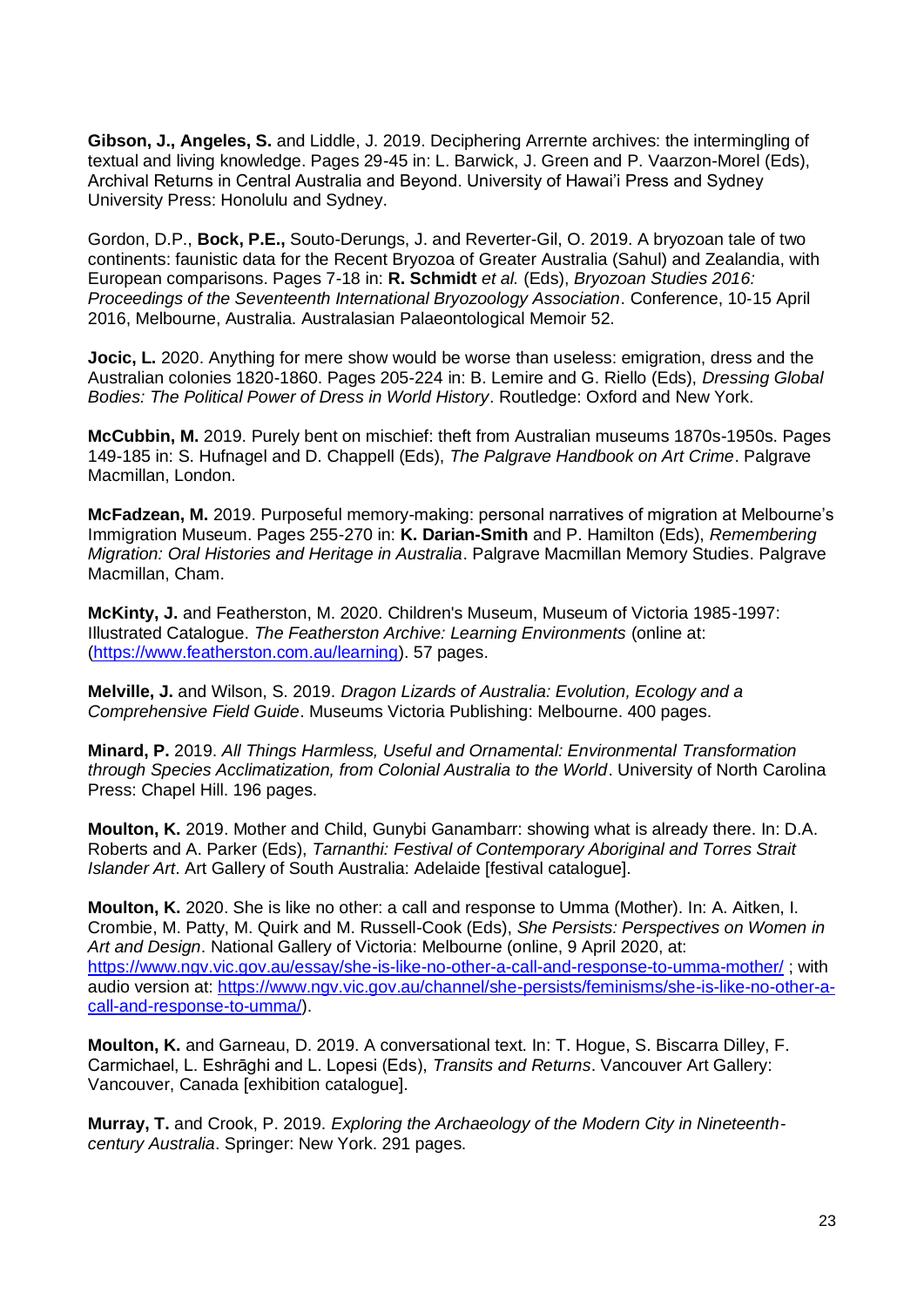**Gibson, J., Angeles, S.** and Liddle, J. 2019. Deciphering Arrernte archives: the intermingling of textual and living knowledge. Pages 29-45 in: L. Barwick, J. Green and P. Vaarzon-Morel (Eds), Archival Returns in Central Australia and Beyond. University of Hawai'i Press and Sydney University Press: Honolulu and Sydney.

Gordon, D.P., **Bock, P.E.,** Souto-Derungs, J. and Reverter-Gil, O. 2019. A bryozoan tale of two continents: faunistic data for the Recent Bryozoa of Greater Australia (Sahul) and Zealandia, with European comparisons. Pages 7-18 in: **R. Schmidt** *et al.* (Eds), *Bryozoan Studies 2016: Proceedings of the Seventeenth International Bryozoology Association*. Conference, 10-15 April 2016, Melbourne, Australia. Australasian Palaeontological Memoir 52.

**Jocic, L.** 2020. Anything for mere show would be worse than useless: emigration, dress and the Australian colonies 1820-1860. Pages 205-224 in: B. Lemire and G. Riello (Eds), *Dressing Global Bodies: The Political Power of Dress in World History*. Routledge: Oxford and New York.

**McCubbin, M.** 2019. Purely bent on mischief: theft from Australian museums 1870s-1950s. Pages 149-185 in: S. Hufnagel and D. Chappell (Eds), *The Palgrave Handbook on Art Crime*. Palgrave Macmillan, London.

**McFadzean, M.** 2019. Purposeful memory-making: personal narratives of migration at Melbourne's Immigration Museum. Pages 255-270 in: **K. Darian-Smith** and P. Hamilton (Eds), *Remembering Migration: Oral Histories and Heritage in Australia*. Palgrave Macmillan Memory Studies. Palgrave Macmillan, Cham.

**McKinty, J.** and Featherston, M. 2020. Children's Museum, Museum of Victoria 1985-1997: Illustrated Catalogue. *The Featherston Archive: Learning Environments* (online at: (https://www.featherston.com.au/learning). 57 pages.

**Melville, J.** and Wilson, S. 2019. *Dragon Lizards of Australia: Evolution, Ecology and a Comprehensive Field Guide*. Museums Victoria Publishing: Melbourne. 400 pages.

**Minard, P.** 2019. *All Things Harmless, Useful and Ornamental: Environmental Transformation through Species Acclimatization, from Colonial Australia to the World*. University of North Carolina Press: Chapel Hill. 196 pages.

**Moulton, K.** 2019. Mother and Child, Gunybi Ganambarr: showing what is already there. In: D.A. Roberts and A. Parker (Eds), *Tarnanthi: Festival of Contemporary Aboriginal and Torres Strait Islander Art*. Art Gallery of South Australia: Adelaide [festival catalogue].

**Moulton, K.** 2020. She is like no other: a call and response to Umma (Mother). In: A. Aitken, I. Crombie, M. Patty, M. Quirk and M. Russell-Cook (Eds), *She Persists: Perspectives on Women in Art and Design*. National Gallery of Victoria: Melbourne (online, 9 April 2020, at: https://www.ngv.vic.gov.au/essay/she-is-like-no-other-a-call-and-response-to-umma-mother/ ; with audio version at: https://www.ngv.vic.gov.au/channel/she-persists/feminisms/she-is-like-no-other-a-call-and-response-to-umma/).

**Moulton, K.** and Garneau, D. 2019. A conversational text. In: T. Hogue, S. Biscarra Dilley, F. Carmichael, L. Eshrāghi and L. Lopesi (Eds), *Transits and Returns*. Vancouver Art Gallery: Vancouver, Canada [exhibition catalogue].

**Murray, T.** and Crook, P. 2019. *Exploring the Archaeology of the Modern City in Nineteenth-century Australia*. Springer: New York. 291 pages.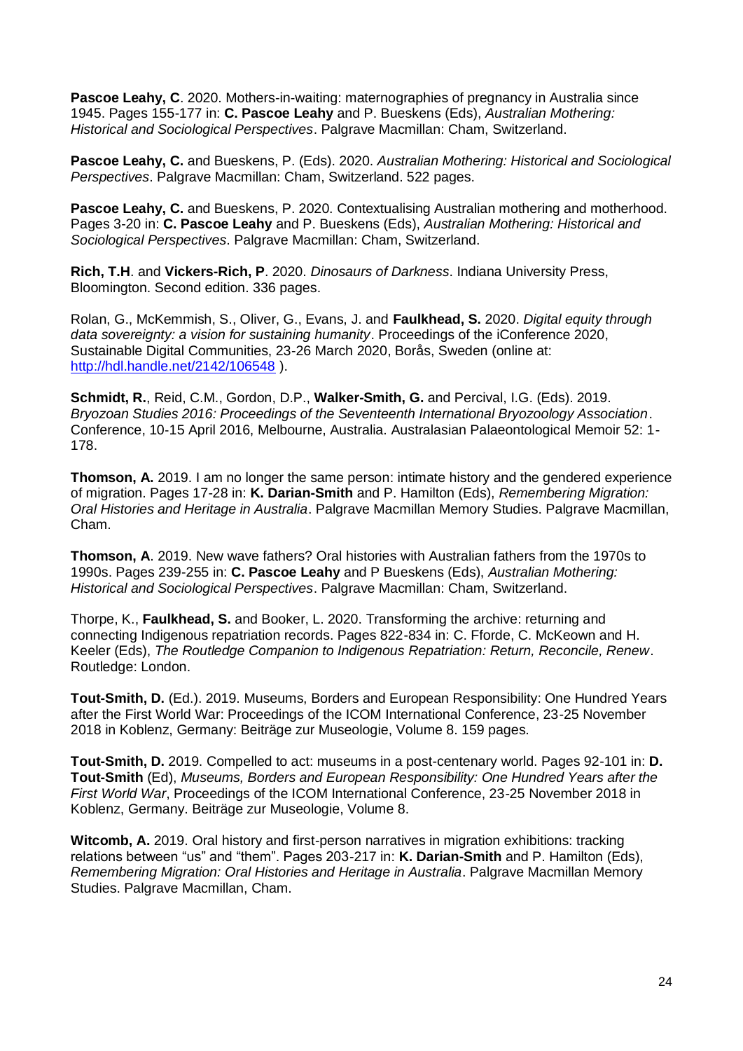**Pascoe Leahy, C**. 2020. Mothers-in-waiting: maternographies of pregnancy in Australia since 1945. Pages 155-177 in: **C. Pascoe Leahy** and P. Bueskens (Eds), *Australian Mothering: Historical and Sociological Perspectives*. Palgrave Macmillan: Cham, Switzerland.

**Pascoe Leahy, C.** and Bueskens, P. (Eds). 2020. *Australian Mothering: Historical and Sociological Perspectives*. Palgrave Macmillan: Cham, Switzerland. 522 pages.

**Pascoe Leahy, C.** and Bueskens, P. 2020. Contextualising Australian mothering and motherhood. Pages 3-20 in: **C. Pascoe Leahy** and P. Bueskens (Eds), *Australian Mothering: Historical and Sociological Perspectives*. Palgrave Macmillan: Cham, Switzerland.

**Rich, T.H**. and **Vickers-Rich, P**. 2020. *Dinosaurs of Darkness*. Indiana University Press, Bloomington. Second edition. 336 pages.

Rolan, G., McKemmish, S., Oliver, G., Evans, J. and **Faulkhead, S.** 2020. *Digital equity through data sovereignty: a vision for sustaining humanity*. Proceedings of the iConference 2020, Sustainable Digital Communities, 23-26 March 2020, Borås, Sweden (online at: http://hdl.handle.net/2142/106548 ).

**Schmidt, R.**, Reid, C.M., Gordon, D.P., **Walker-Smith, G.** and Percival, I.G. (Eds). 2019. *Bryozoan Studies 2016: Proceedings of the Seventeenth International Bryozoology Association*. Conference, 10-15 April 2016, Melbourne, Australia. Australasian Palaeontological Memoir 52: 1-178.

**Thomson, A.** 2019. I am no longer the same person: intimate history and the gendered experience of migration. Pages 17-28 in: **K. Darian-Smith** and P. Hamilton (Eds), *Remembering Migration: Oral Histories and Heritage in Australia*. Palgrave Macmillan Memory Studies. Palgrave Macmillan, Cham.

**Thomson, A**. 2019. New wave fathers? Oral histories with Australian fathers from the 1970s to 1990s. Pages 239-255 in: **C. Pascoe Leahy** and P Bueskens (Eds), *Australian Mothering: Historical and Sociological Perspectives*. Palgrave Macmillan: Cham, Switzerland.

Thorpe, K., **Faulkhead, S.** and Booker, L. 2020. Transforming the archive: returning and connecting Indigenous repatriation records. Pages 822-834 in: C. Fforde, C. McKeown and H. Keeler (Eds), *The Routledge Companion to Indigenous Repatriation: Return, Reconcile, Renew*. Routledge: London.

**Tout-Smith, D.** (Ed.). 2019. Museums, Borders and European Responsibility: One Hundred Years after the First World War: Proceedings of the ICOM International Conference, 23-25 November 2018 in Koblenz, Germany: Beiträge zur Museologie, Volume 8. 159 pages.

**Tout-Smith, D.** 2019. Compelled to act: museums in a post-centenary world. Pages 92-101 in: **D. Tout-Smith** (Ed), *Museums, Borders and European Responsibility: One Hundred Years after the First World War*, Proceedings of the ICOM International Conference, 23-25 November 2018 in Koblenz, Germany. Beiträge zur Museologie, Volume 8.

**Witcomb, A.** 2019. Oral history and first-person narratives in migration exhibitions: tracking relations between "us" and "them". Pages 203-217 in: **K. Darian-Smith** and P. Hamilton (Eds), *Remembering Migration: Oral Histories and Heritage in Australia*. Palgrave Macmillan Memory Studies. Palgrave Macmillan, Cham.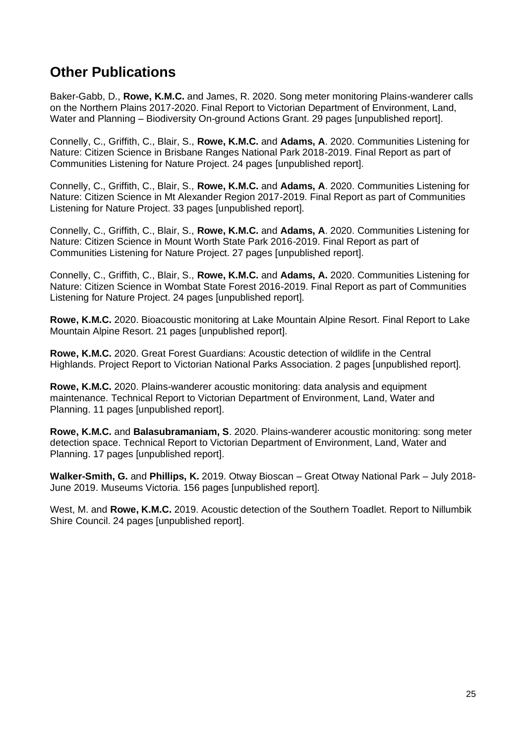## Other Publications

Baker-Gabb, D., **Rowe, K.M.C.** and James, R. 2020. Song meter monitoring Plains-wanderer calls on the Northern Plains 2017-2020. Final Report to Victorian Department of Environment, Land, Water and Planning – Biodiversity On-ground Actions Grant. 29 pages [unpublished report].

Connelly, C., Griffith, C., Blair, S., **Rowe, K.M.C.** and **Adams, A**. 2020. Communities Listening for Nature: Citizen Science in Brisbane Ranges National Park 2018-2019. Final Report as part of Communities Listening for Nature Project. 24 pages [unpublished report].

Connelly, C., Griffith, C., Blair, S., **Rowe, K.M.C.** and **Adams, A**. 2020. Communities Listening for Nature: Citizen Science in Mt Alexander Region 2017-2019. Final Report as part of Communities Listening for Nature Project. 33 pages [unpublished report].

Connelly, C., Griffith, C., Blair, S., **Rowe, K.M.C.** and **Adams, A**. 2020. Communities Listening for Nature: Citizen Science in Mount Worth State Park 2016-2019. Final Report as part of Communities Listening for Nature Project. 27 pages [unpublished report].

Connelly, C., Griffith, C., Blair, S., **Rowe, K.M.C.** and **Adams, A.** 2020. Communities Listening for Nature: Citizen Science in Wombat State Forest 2016-2019. Final Report as part of Communities Listening for Nature Project. 24 pages [unpublished report].

**Rowe, K.M.C.** 2020. Bioacoustic monitoring at Lake Mountain Alpine Resort. Final Report to Lake Mountain Alpine Resort. 21 pages [unpublished report].

**Rowe, K.M.C.** 2020. Great Forest Guardians: Acoustic detection of wildlife in the Central Highlands. Project Report to Victorian National Parks Association. 2 pages [unpublished report].

**Rowe, K.M.C.** 2020. Plains-wanderer acoustic monitoring: data analysis and equipment maintenance. Technical Report to Victorian Department of Environment, Land, Water and Planning. 11 pages [unpublished report].

**Rowe, K.M.C.** and **Balasubramaniam, S**. 2020. Plains-wanderer acoustic monitoring: song meter detection space. Technical Report to Victorian Department of Environment, Land, Water and Planning. 17 pages [unpublished report].

**Walker-Smith, G.** and **Phillips, K.** 2019. Otway Bioscan – Great Otway National Park – July 2018-June 2019. Museums Victoria. 156 pages [unpublished report].

West, M. and **Rowe, K.M.C.** 2019. Acoustic detection of the Southern Toadlet. Report to Nillumbik Shire Council. 24 pages [unpublished report].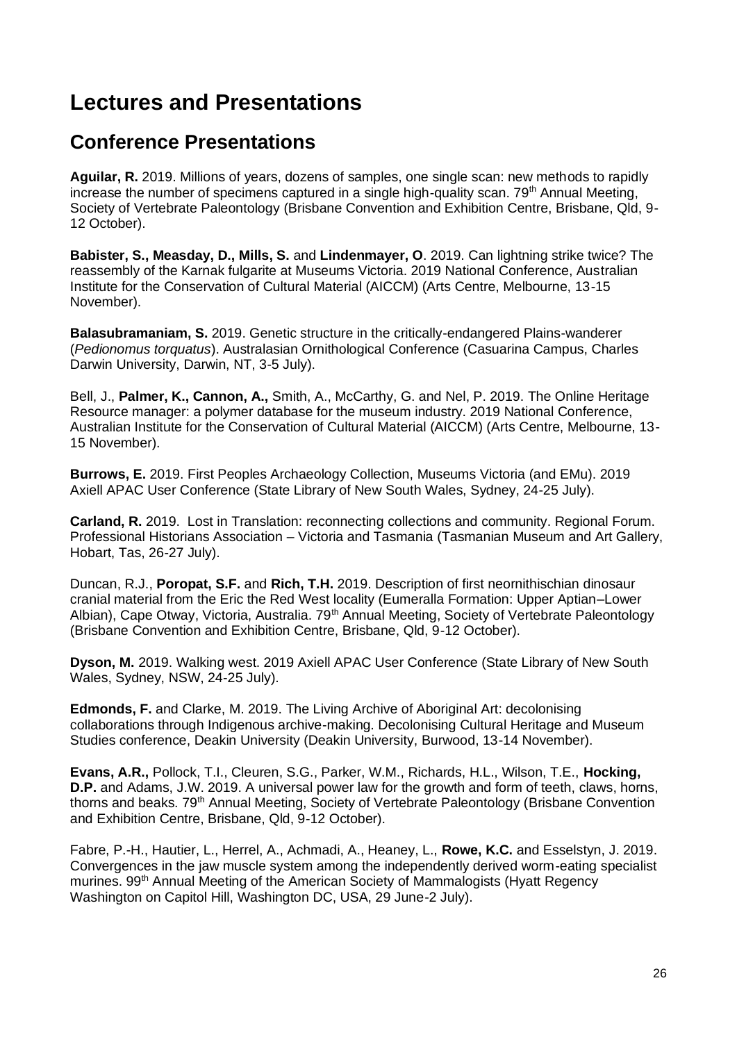# Lectures and Presentations

## Conference Presentations

**Aguilar, R.** 2019. Millions of years, dozens of samples, one single scan: new methods to rapidly increase the number of specimens captured in a single high-quality scan. 79th Annual Meeting, Society of Vertebrate Paleontology (Brisbane Convention and Exhibition Centre, Brisbane, Qld, 9-12 October).

**Babister, S., Measday, D., Mills, S.** and **Lindenmayer, O**. 2019. Can lightning strike twice? The reassembly of the Karnak fulgarite at Museums Victoria. 2019 National Conference, Australian Institute for the Conservation of Cultural Material (AICCM) (Arts Centre, Melbourne, 13-15 November).

**Balasubramaniam, S.** 2019. Genetic structure in the critically-endangered Plains-wanderer (*Pedionomus torquatus*). Australasian Ornithological Conference (Casuarina Campus, Charles Darwin University, Darwin, NT, 3-5 July).

Bell, J., **Palmer, K., Cannon, A.,** Smith, A., McCarthy, G. and Nel, P. 2019. The Online Heritage Resource manager: a polymer database for the museum industry. 2019 National Conference, Australian Institute for the Conservation of Cultural Material (AICCM) (Arts Centre, Melbourne, 13-15 November).

**Burrows, E.** 2019. First Peoples Archaeology Collection, Museums Victoria (and EMu). 2019 Axiell APAC User Conference (State Library of New South Wales, Sydney, 24-25 July).

**Carland, R.** 2019. Lost in Translation: reconnecting collections and community. Regional Forum. Professional Historians Association – Victoria and Tasmania (Tasmanian Museum and Art Gallery, Hobart, Tas, 26-27 July).

Duncan, R.J., **Poropat, S.F.** and **Rich, T.H.** 2019. Description of first neornithischian dinosaur cranial material from the Eric the Red West locality (Eumeralla Formation: Upper Aptian–Lower Albian), Cape Otway, Victoria, Australia. 79th Annual Meeting, Society of Vertebrate Paleontology (Brisbane Convention and Exhibition Centre, Brisbane, Qld, 9-12 October).

**Dyson, M.** 2019. Walking west. 2019 Axiell APAC User Conference (State Library of New South Wales, Sydney, NSW, 24-25 July).

**Edmonds, F.** and Clarke, M. 2019. The Living Archive of Aboriginal Art: decolonising collaborations through Indigenous archive-making. Decolonising Cultural Heritage and Museum Studies conference, Deakin University (Deakin University, Burwood, 13-14 November).

**Evans, A.R.,** Pollock, T.I., Cleuren, S.G., Parker, W.M., Richards, H.L., Wilson, T.E., **Hocking, D.P.** and Adams, J.W. 2019. A universal power law for the growth and form of teeth, claws, horns, thorns and beaks. 79th Annual Meeting, Society of Vertebrate Paleontology (Brisbane Convention and Exhibition Centre, Brisbane, Qld, 9-12 October).

Fabre, P.-H., Hautier, L., Herrel, A., Achmadi, A., Heaney, L., **Rowe, K.C.** and Esselstyn, J. 2019. Convergences in the jaw muscle system among the independently derived worm-eating specialist murines. 99th Annual Meeting of the American Society of Mammalogists (Hyatt Regency Washington on Capitol Hill, Washington DC, USA, 29 June-2 July).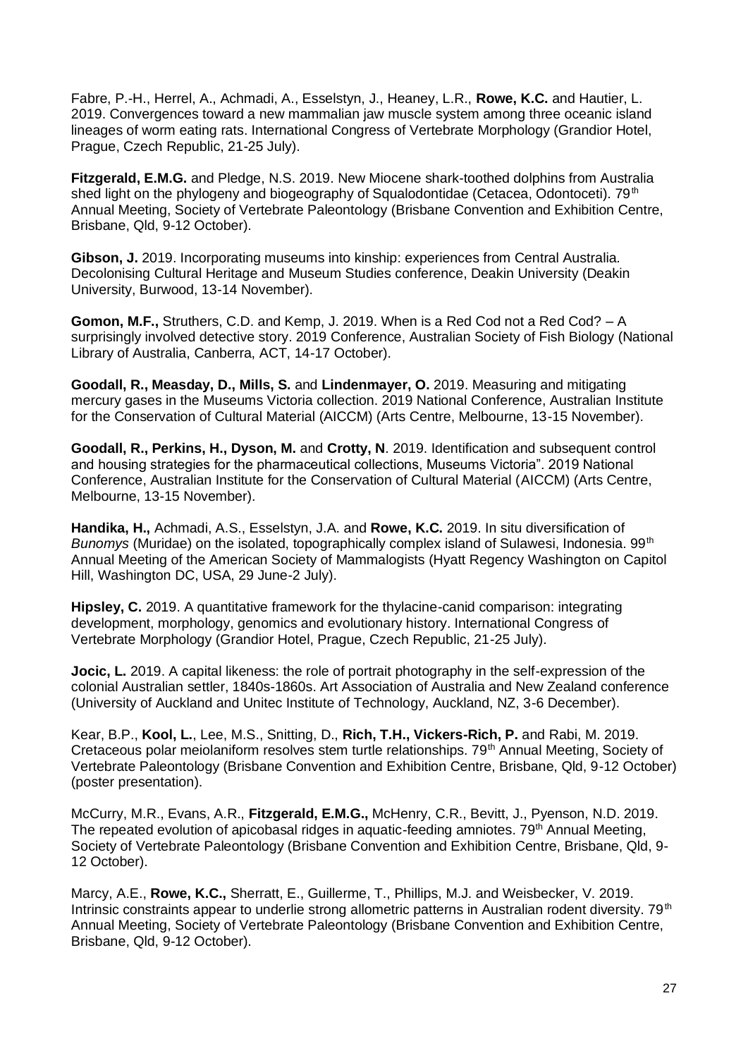Fabre, P.-H., Herrel, A., Achmadi, A., Esselstyn, J., Heaney, L.R., **Rowe, K.C.** and Hautier, L. 2019. Convergences toward a new mammalian jaw muscle system among three oceanic island lineages of worm eating rats. International Congress of Vertebrate Morphology (Grandior Hotel, Prague, Czech Republic, 21-25 July).

**Fitzgerald, E.M.G.** and Pledge, N.S. 2019. New Miocene shark-toothed dolphins from Australia shed light on the phylogeny and biogeography of Squalodontidae (Cetacea, Odontoceti). 79th Annual Meeting, Society of Vertebrate Paleontology (Brisbane Convention and Exhibition Centre, Brisbane, Qld, 9-12 October).

**Gibson, J.** 2019. Incorporating museums into kinship: experiences from Central Australia. Decolonising Cultural Heritage and Museum Studies conference, Deakin University (Deakin University, Burwood, 13-14 November).

**Gomon, M.F.,** Struthers, C.D. and Kemp, J. 2019. When is a Red Cod not a Red Cod? – A surprisingly involved detective story. 2019 Conference, Australian Society of Fish Biology (National Library of Australia, Canberra, ACT, 14-17 October).

**Goodall, R., Measday, D., Mills, S.** and **Lindenmayer, O.** 2019. Measuring and mitigating mercury gases in the Museums Victoria collection. 2019 National Conference, Australian Institute for the Conservation of Cultural Material (AICCM) (Arts Centre, Melbourne, 13-15 November).

**Goodall, R., Perkins, H., Dyson, M.** and **Crotty, N**. 2019. Identification and subsequent control and housing strategies for the pharmaceutical collections, Museums Victoria". 2019 National Conference, Australian Institute for the Conservation of Cultural Material (AICCM) (Arts Centre, Melbourne, 13-15 November).

**Handika, H.,** Achmadi, A.S., Esselstyn, J.A. and **Rowe, K.C.** 2019. In situ diversification of *Bunomys* (Muridae) on the isolated, topographically complex island of Sulawesi, Indonesia. 99th Annual Meeting of the American Society of Mammalogists (Hyatt Regency Washington on Capitol Hill, Washington DC, USA, 29 June-2 July).

**Hipsley, C.** 2019. A quantitative framework for the thylacine-canid comparison: integrating development, morphology, genomics and evolutionary history. International Congress of Vertebrate Morphology (Grandior Hotel, Prague, Czech Republic, 21-25 July).

**Jocic, L.** 2019. A capital likeness: the role of portrait photography in the self-expression of the colonial Australian settler, 1840s-1860s. Art Association of Australia and New Zealand conference (University of Auckland and Unitec Institute of Technology, Auckland, NZ, 3-6 December).

Kear, B.P., **Kool, L.**, Lee, M.S., Snitting, D., **Rich, T.H., Vickers-Rich, P.** and Rabi, M. 2019. Cretaceous polar meiolaniform resolves stem turtle relationships. 79th Annual Meeting, Society of Vertebrate Paleontology (Brisbane Convention and Exhibition Centre, Brisbane, Qld, 9-12 October) (poster presentation).

McCurry, M.R., Evans, A.R., **Fitzgerald, E.M.G.,** McHenry, C.R., Bevitt, J., Pyenson, N.D. 2019. The repeated evolution of apicobasal ridges in aquatic-feeding amniotes. 79th Annual Meeting, Society of Vertebrate Paleontology (Brisbane Convention and Exhibition Centre, Brisbane, Qld, 9-12 October).

Marcy, A.E., **Rowe, K.C.,** Sherratt, E., Guillerme, T., Phillips, M.J. and Weisbecker, V. 2019. Intrinsic constraints appear to underlie strong allometric patterns in Australian rodent diversity. 79th Annual Meeting, Society of Vertebrate Paleontology (Brisbane Convention and Exhibition Centre, Brisbane, Qld, 9-12 October).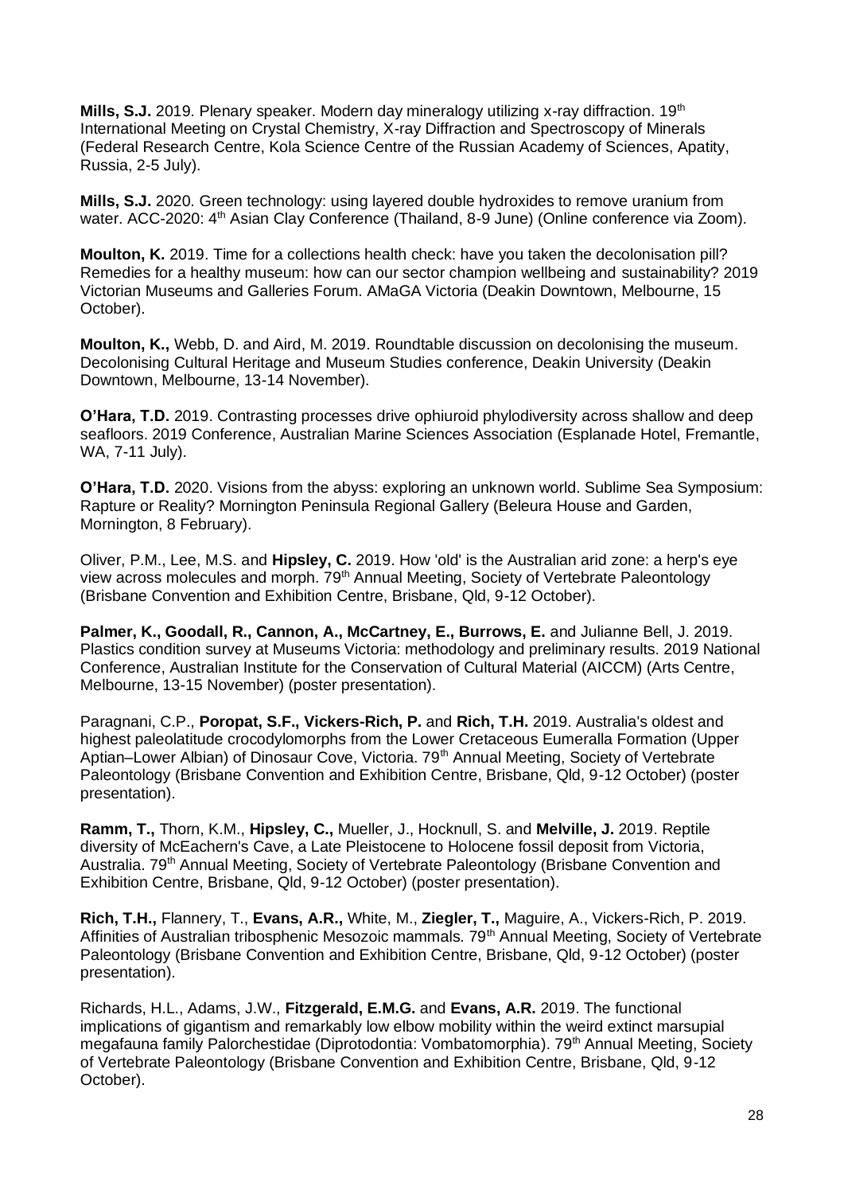**Mills, S.J.** 2019. Plenary speaker. Modern day mineralogy utilizing x-ray diffraction. 19th International Meeting on Crystal Chemistry, X-ray Diffraction and Spectroscopy of Minerals (Federal Research Centre, Kola Science Centre of the Russian Academy of Sciences, Apatity, Russia, 2-5 July).

**Mills, S.J.** 2020. Green technology: using layered double hydroxides to remove uranium from water. ACC-2020: 4th Asian Clay Conference (Thailand, 8-9 June) (Online conference via Zoom).

**Moulton, K.** 2019. Time for a collections health check: have you taken the decolonisation pill? Remedies for a healthy museum: how can our sector champion wellbeing and sustainability? 2019 Victorian Museums and Galleries Forum. AMaGA Victoria (Deakin Downtown, Melbourne, 15 October).

**Moulton, K.,** Webb, D. and Aird, M. 2019. Roundtable discussion on decolonising the museum. Decolonising Cultural Heritage and Museum Studies conference, Deakin University (Deakin Downtown, Melbourne, 13-14 November).

**O'Hara, T.D.** 2019. Contrasting processes drive ophiuroid phylodiversity across shallow and deep seafloors. 2019 Conference, Australian Marine Sciences Association (Esplanade Hotel, Fremantle, WA, 7-11 July).

**O'Hara, T.D.** 2020. Visions from the abyss: exploring an unknown world. Sublime Sea Symposium: Rapture or Reality? Mornington Peninsula Regional Gallery (Beleura House and Garden, Mornington, 8 February).

Oliver, P.M., Lee, M.S. and **Hipsley, C.** 2019. How 'old' is the Australian arid zone: a herp's eye view across molecules and morph. 79th Annual Meeting, Society of Vertebrate Paleontology (Brisbane Convention and Exhibition Centre, Brisbane, Qld, 9-12 October).

**Palmer, K., Goodall, R., Cannon, A., McCartney, E., Burrows, E.** and Julianne Bell, J. 2019. Plastics condition survey at Museums Victoria: methodology and preliminary results. 2019 National Conference, Australian Institute for the Conservation of Cultural Material (AICCM) (Arts Centre, Melbourne, 13-15 November) (poster presentation).

Paragnani, C.P., **Poropat, S.F., Vickers-Rich, P.** and **Rich, T.H.** 2019. Australia's oldest and highest paleolatitude crocodylomorphs from the Lower Cretaceous Eumeralla Formation (Upper Aptian–Lower Albian) of Dinosaur Cove, Victoria. 79th Annual Meeting, Society of Vertebrate Paleontology (Brisbane Convention and Exhibition Centre, Brisbane, Qld, 9-12 October) (poster presentation).

**Ramm, T.,** Thorn, K.M., **Hipsley, C.,** Mueller, J., Hocknull, S. and **Melville, J.** 2019. Reptile diversity of McEachern's Cave, a Late Pleistocene to Holocene fossil deposit from Victoria, Australia. 79th Annual Meeting, Society of Vertebrate Paleontology (Brisbane Convention and Exhibition Centre, Brisbane, Qld, 9-12 October) (poster presentation).

**Rich, T.H.,** Flannery, T., **Evans, A.R.,** White, M., **Ziegler, T.,** Maguire, A., Vickers-Rich, P. 2019. Affinities of Australian tribosphenic Mesozoic mammals. 79th Annual Meeting, Society of Vertebrate Paleontology (Brisbane Convention and Exhibition Centre, Brisbane, Qld, 9-12 October) (poster presentation).

Richards, H.L., Adams, J.W., **Fitzgerald, E.M.G.** and **Evans, A.R.** 2019. The functional implications of gigantism and remarkably low elbow mobility within the weird extinct marsupial megafauna family Palorchestidae (Diprotodontia: Vombatomorphia). 79th Annual Meeting, Society of Vertebrate Paleontology (Brisbane Convention and Exhibition Centre, Brisbane, Qld, 9-12 October).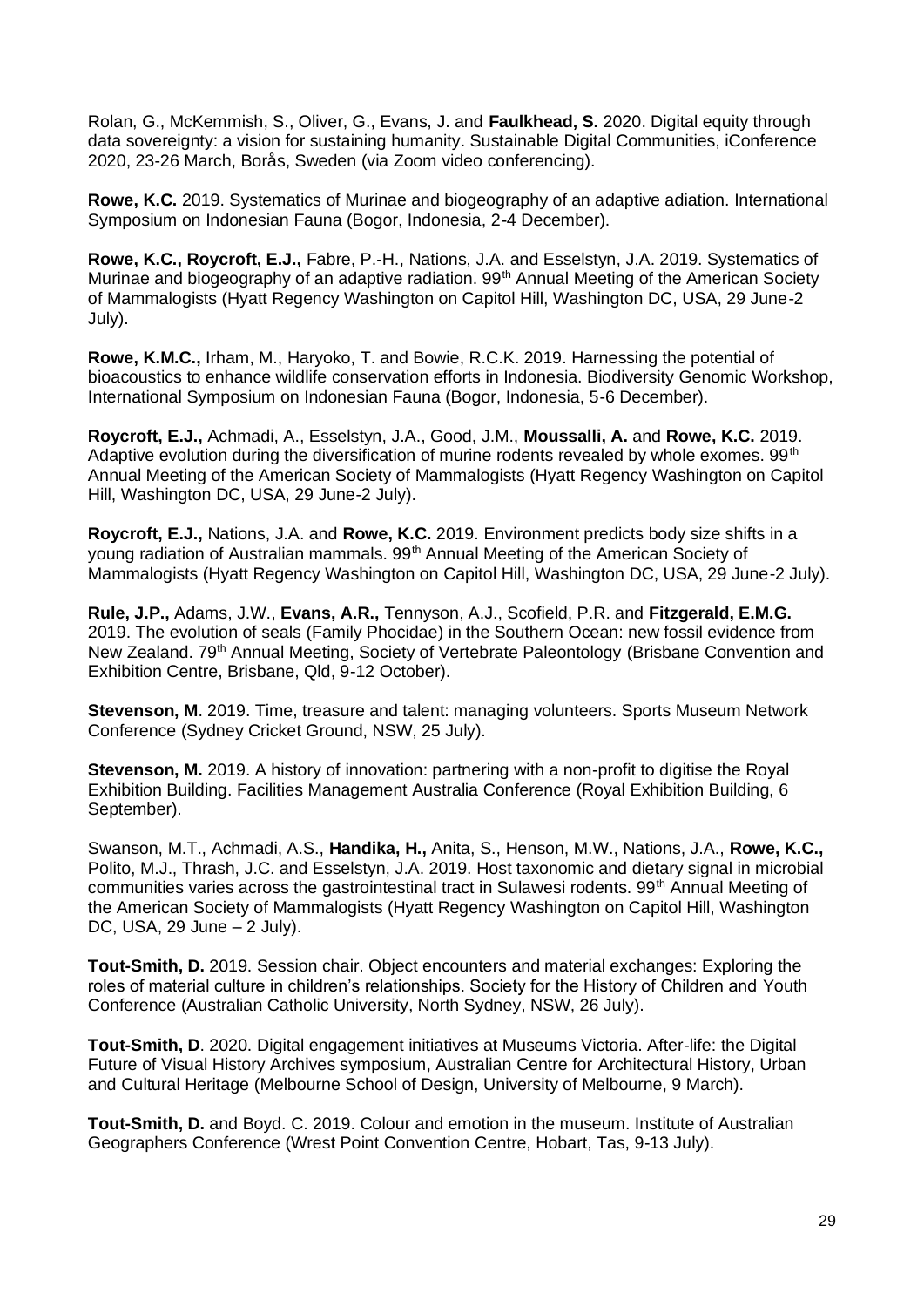Rolan, G., McKemmish, S., Oliver, G., Evans, J. and **Faulkhead, S.** 2020. Digital equity through data sovereignty: a vision for sustaining humanity. Sustainable Digital Communities, iConference 2020, 23-26 March, Borås, Sweden (via Zoom video conferencing).

**Rowe, K.C.** 2019. Systematics of Murinae and biogeography of an adaptive adiation. International Symposium on Indonesian Fauna (Bogor, Indonesia, 2-4 December).

**Rowe, K.C., Roycroft, E.J.,** Fabre, P.-H., Nations, J.A. and Esselstyn, J.A. 2019. Systematics of Murinae and biogeography of an adaptive radiation. 99th Annual Meeting of the American Society of Mammalogists (Hyatt Regency Washington on Capitol Hill, Washington DC, USA, 29 June-2 July).

**Rowe, K.M.C.,** Irham, M., Haryoko, T. and Bowie, R.C.K. 2019. Harnessing the potential of bioacoustics to enhance wildlife conservation efforts in Indonesia. Biodiversity Genomic Workshop, International Symposium on Indonesian Fauna (Bogor, Indonesia, 5-6 December).

**Roycroft, E.J.,** Achmadi, A., Esselstyn, J.A., Good, J.M., **Moussalli, A.** and **Rowe, K.C.** 2019. Adaptive evolution during the diversification of murine rodents revealed by whole exomes. 99th Annual Meeting of the American Society of Mammalogists (Hyatt Regency Washington on Capitol Hill, Washington DC, USA, 29 June-2 July).

**Roycroft, E.J.,** Nations, J.A. and **Rowe, K.C.** 2019. Environment predicts body size shifts in a young radiation of Australian mammals. 99th Annual Meeting of the American Society of Mammalogists (Hyatt Regency Washington on Capitol Hill, Washington DC, USA, 29 June-2 July).

**Rule, J.P.,** Adams, J.W., **Evans, A.R.,** Tennyson, A.J., Scofield, P.R. and **Fitzgerald, E.M.G.** 2019. The evolution of seals (Family Phocidae) in the Southern Ocean: new fossil evidence from New Zealand. 79th Annual Meeting, Society of Vertebrate Paleontology (Brisbane Convention and Exhibition Centre, Brisbane, Qld, 9-12 October).

**Stevenson, M**. 2019. Time, treasure and talent: managing volunteers. Sports Museum Network Conference (Sydney Cricket Ground, NSW, 25 July).

**Stevenson, M.** 2019. A history of innovation: partnering with a non-profit to digitise the Royal Exhibition Building. Facilities Management Australia Conference (Royal Exhibition Building, 6 September).

Swanson, M.T., Achmadi, A.S., **Handika, H.,** Anita, S., Henson, M.W., Nations, J.A., **Rowe, K.C.,** Polito, M.J., Thrash, J.C. and Esselstyn, J.A. 2019. Host taxonomic and dietary signal in microbial communities varies across the gastrointestinal tract in Sulawesi rodents. 99th Annual Meeting of the American Society of Mammalogists (Hyatt Regency Washington on Capitol Hill, Washington DC, USA, 29 June – 2 July).

**Tout-Smith, D.** 2019. Session chair. Object encounters and material exchanges: Exploring the roles of material culture in children's relationships. Society for the History of Children and Youth Conference (Australian Catholic University, North Sydney, NSW, 26 July).

**Tout-Smith, D**. 2020. Digital engagement initiatives at Museums Victoria. After-life: the Digital Future of Visual History Archives symposium, Australian Centre for Architectural History, Urban and Cultural Heritage (Melbourne School of Design, University of Melbourne, 9 March).

**Tout-Smith, D.** and Boyd. C. 2019. Colour and emotion in the museum. Institute of Australian Geographers Conference (Wrest Point Convention Centre, Hobart, Tas, 9-13 July).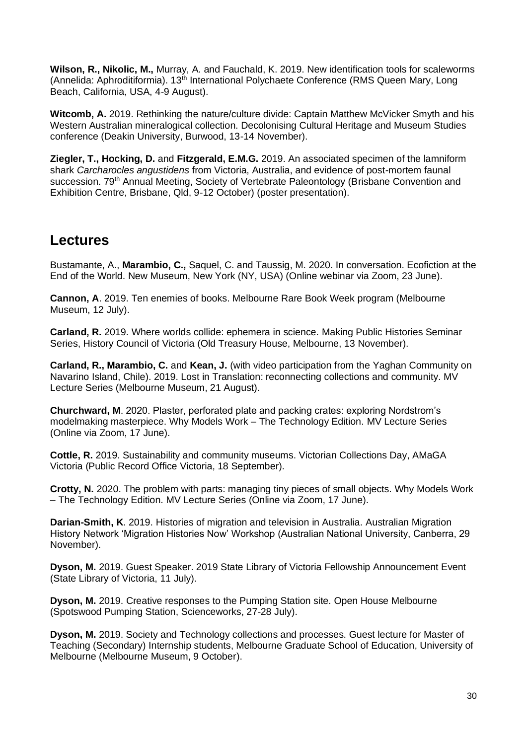**Wilson, R., Nikolic, M.,** Murray, A. and Fauchald, K. 2019. New identification tools for scaleworms (Annelida: Aphroditiformia). 13th International Polychaete Conference (RMS Queen Mary, Long Beach, California, USA, 4-9 August).

**Witcomb, A.** 2019. Rethinking the nature/culture divide: Captain Matthew McVicker Smyth and his Western Australian mineralogical collection. Decolonising Cultural Heritage and Museum Studies conference (Deakin University, Burwood, 13-14 November).

**Ziegler, T., Hocking, D.** and **Fitzgerald, E.M.G.** 2019. An associated specimen of the lamniform shark *Carcharocles angustidens* from Victoria, Australia, and evidence of post-mortem faunal succession. 79th Annual Meeting, Society of Vertebrate Paleontology (Brisbane Convention and Exhibition Centre, Brisbane, Qld, 9-12 October) (poster presentation).

## Lectures

Bustamante, A., **Marambio, C.,** Saquel, C. and Taussig, M. 2020. In conversation. Ecofiction at the End of the World. New Museum, New York (NY, USA) (Online webinar via Zoom, 23 June).

**Cannon, A**. 2019. Ten enemies of books. Melbourne Rare Book Week program (Melbourne Museum, 12 July).

**Carland, R.** 2019. Where worlds collide: ephemera in science. Making Public Histories Seminar Series, History Council of Victoria (Old Treasury House, Melbourne, 13 November).

**Carland, R., Marambio, C.** and **Kean, J.** (with video participation from the Yaghan Community on Navarino Island, Chile). 2019. Lost in Translation: reconnecting collections and community. MV Lecture Series (Melbourne Museum, 21 August).

**Churchward, M**. 2020. Plaster, perforated plate and packing crates: exploring Nordstrom's modelmaking masterpiece. Why Models Work – The Technology Edition. MV Lecture Series (Online via Zoom, 17 June).

**Cottle, R.** 2019. Sustainability and community museums. Victorian Collections Day, AMaGA Victoria (Public Record Office Victoria, 18 September).

**Crotty, N.** 2020. The problem with parts: managing tiny pieces of small objects. Why Models Work – The Technology Edition. MV Lecture Series (Online via Zoom, 17 June).

**Darian-Smith, K**. 2019. Histories of migration and television in Australia. Australian Migration History Network 'Migration Histories Now' Workshop (Australian National University, Canberra, 29 November).

**Dyson, M.** 2019. Guest Speaker. 2019 State Library of Victoria Fellowship Announcement Event (State Library of Victoria, 11 July).

**Dyson, M.** 2019. Creative responses to the Pumping Station site. Open House Melbourne (Spotswood Pumping Station, Scienceworks, 27-28 July).

**Dyson, M.** 2019. Society and Technology collections and processes. Guest lecture for Master of Teaching (Secondary) Internship students, Melbourne Graduate School of Education, University of Melbourne (Melbourne Museum, 9 October).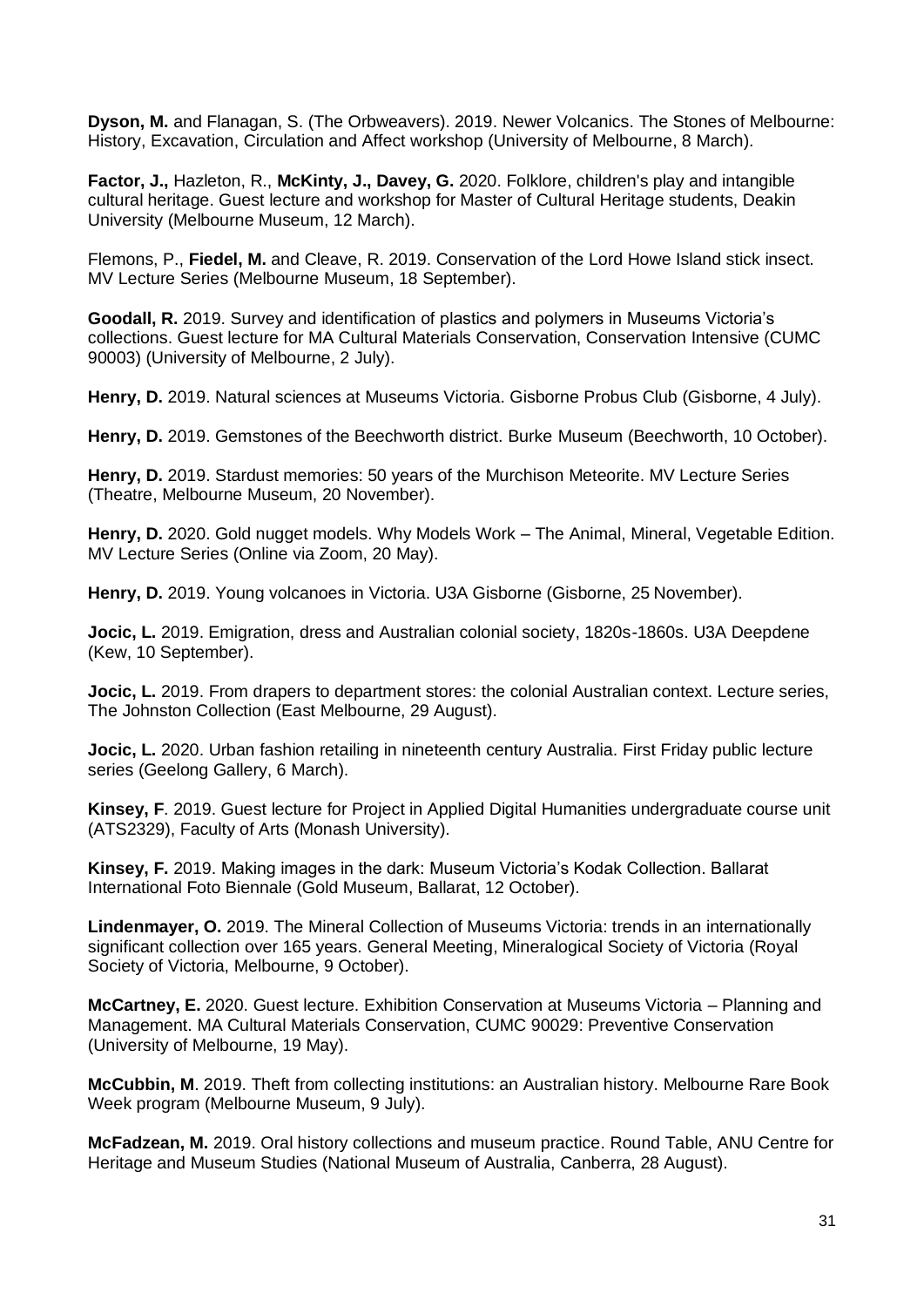**Dyson, M.** and Flanagan, S. (The Orbweavers). 2019. Newer Volcanics. The Stones of Melbourne: History, Excavation, Circulation and Affect workshop (University of Melbourne, 8 March).

**Factor, J.,** Hazleton, R., **McKinty, J., Davey, G.** 2020. Folklore, children's play and intangible cultural heritage. Guest lecture and workshop for Master of Cultural Heritage students, Deakin University (Melbourne Museum, 12 March).

Flemons, P., **Fiedel, M.** and Cleave, R. 2019. Conservation of the Lord Howe Island stick insect. MV Lecture Series (Melbourne Museum, 18 September).

**Goodall, R.** 2019. Survey and identification of plastics and polymers in Museums Victoria's collections. Guest lecture for MA Cultural Materials Conservation, Conservation Intensive (CUMC 90003) (University of Melbourne, 2 July).

**Henry, D.** 2019. Natural sciences at Museums Victoria. Gisborne Probus Club (Gisborne, 4 July).

**Henry, D.** 2019. Gemstones of the Beechworth district. Burke Museum (Beechworth, 10 October).

**Henry, D.** 2019. Stardust memories: 50 years of the Murchison Meteorite. MV Lecture Series (Theatre, Melbourne Museum, 20 November).

**Henry, D.** 2020. Gold nugget models. Why Models Work – The Animal, Mineral, Vegetable Edition. MV Lecture Series (Online via Zoom, 20 May).

**Henry, D.** 2019. Young volcanoes in Victoria. U3A Gisborne (Gisborne, 25 November).

**Jocic, L.** 2019. Emigration, dress and Australian colonial society, 1820s-1860s. U3A Deepdene (Kew, 10 September).

**Jocic, L.** 2019. From drapers to department stores: the colonial Australian context. Lecture series, The Johnston Collection (East Melbourne, 29 August).

**Jocic, L.** 2020. Urban fashion retailing in nineteenth century Australia. First Friday public lecture series (Geelong Gallery, 6 March).

**Kinsey, F**. 2019. Guest lecture for Project in Applied Digital Humanities undergraduate course unit (ATS2329), Faculty of Arts (Monash University).

**Kinsey, F.** 2019. Making images in the dark: Museum Victoria's Kodak Collection. Ballarat International Foto Biennale (Gold Museum, Ballarat, 12 October).

**Lindenmayer, O.** 2019. The Mineral Collection of Museums Victoria: trends in an internationally significant collection over 165 years. General Meeting, Mineralogical Society of Victoria (Royal Society of Victoria, Melbourne, 9 October).

**McCartney, E.** 2020. Guest lecture. Exhibition Conservation at Museums Victoria – Planning and Management. MA Cultural Materials Conservation, CUMC 90029: Preventive Conservation (University of Melbourne, 19 May).

**McCubbin, M**. 2019. Theft from collecting institutions: an Australian history. Melbourne Rare Book Week program (Melbourne Museum, 9 July).

**McFadzean, M.** 2019. Oral history collections and museum practice. Round Table, ANU Centre for Heritage and Museum Studies (National Museum of Australia, Canberra, 28 August).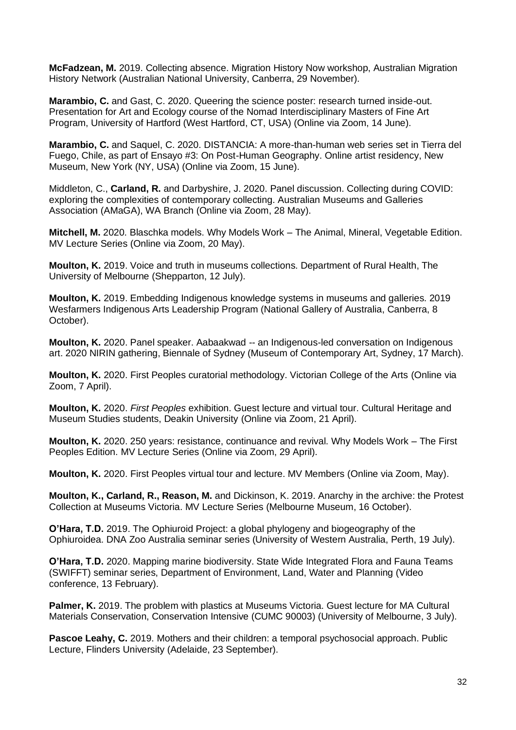**McFadzean, M.** 2019. Collecting absence. Migration History Now workshop, Australian Migration History Network (Australian National University, Canberra, 29 November).

**Marambio, C.** and Gast, C. 2020. Queering the science poster: research turned inside-out. Presentation for Art and Ecology course of the Nomad Interdisciplinary Masters of Fine Art Program, University of Hartford (West Hartford, CT, USA) (Online via Zoom, 14 June).

**Marambio, C.** and Saquel, C. 2020. DISTANCIA: A more-than-human web series set in Tierra del Fuego, Chile, as part of Ensayo #3: On Post-Human Geography. Online artist residency, New Museum, New York (NY, USA) (Online via Zoom, 15 June).

Middleton, C., **Carland, R.** and Darbyshire, J. 2020. Panel discussion. Collecting during COVID: exploring the complexities of contemporary collecting. Australian Museums and Galleries Association (AMaGA), WA Branch (Online via Zoom, 28 May).

**Mitchell, M.** 2020. Blaschka models. Why Models Work – The Animal, Mineral, Vegetable Edition. MV Lecture Series (Online via Zoom, 20 May).

**Moulton, K.** 2019. Voice and truth in museums collections. Department of Rural Health, The University of Melbourne (Shepparton, 12 July).

**Moulton, K.** 2019. Embedding Indigenous knowledge systems in museums and galleries. 2019 Wesfarmers Indigenous Arts Leadership Program (National Gallery of Australia, Canberra, 8 October).

**Moulton, K.** 2020. Panel speaker. Aabaakwad -- an Indigenous-led conversation on Indigenous art. 2020 NIRIN gathering, Biennale of Sydney (Museum of Contemporary Art, Sydney, 17 March).

**Moulton, K.** 2020. First Peoples curatorial methodology. Victorian College of the Arts (Online via Zoom, 7 April).

**Moulton, K.** 2020. *First Peoples* exhibition. Guest lecture and virtual tour. Cultural Heritage and Museum Studies students, Deakin University (Online via Zoom, 21 April).

**Moulton, K.** 2020. 250 years: resistance, continuance and revival. Why Models Work – The First Peoples Edition. MV Lecture Series (Online via Zoom, 29 April).

**Moulton, K.** 2020. First Peoples virtual tour and lecture. MV Members (Online via Zoom, May).

**Moulton, K., Carland, R., Reason, M.** and Dickinson, K. 2019. Anarchy in the archive: the Protest Collection at Museums Victoria. MV Lecture Series (Melbourne Museum, 16 October).

**O'Hara, T.D.** 2019. The Ophiuroid Project: a global phylogeny and biogeography of the Ophiuroidea. DNA Zoo Australia seminar series (University of Western Australia, Perth, 19 July).

**O'Hara, T.D.** 2020. Mapping marine biodiversity. State Wide Integrated Flora and Fauna Teams (SWIFFT) seminar series, Department of Environment, Land, Water and Planning (Video conference, 13 February).

**Palmer, K.** 2019. The problem with plastics at Museums Victoria. Guest lecture for MA Cultural Materials Conservation, Conservation Intensive (CUMC 90003) (University of Melbourne, 3 July).

**Pascoe Leahy, C.** 2019. Mothers and their children: a temporal psychosocial approach. Public Lecture, Flinders University (Adelaide, 23 September).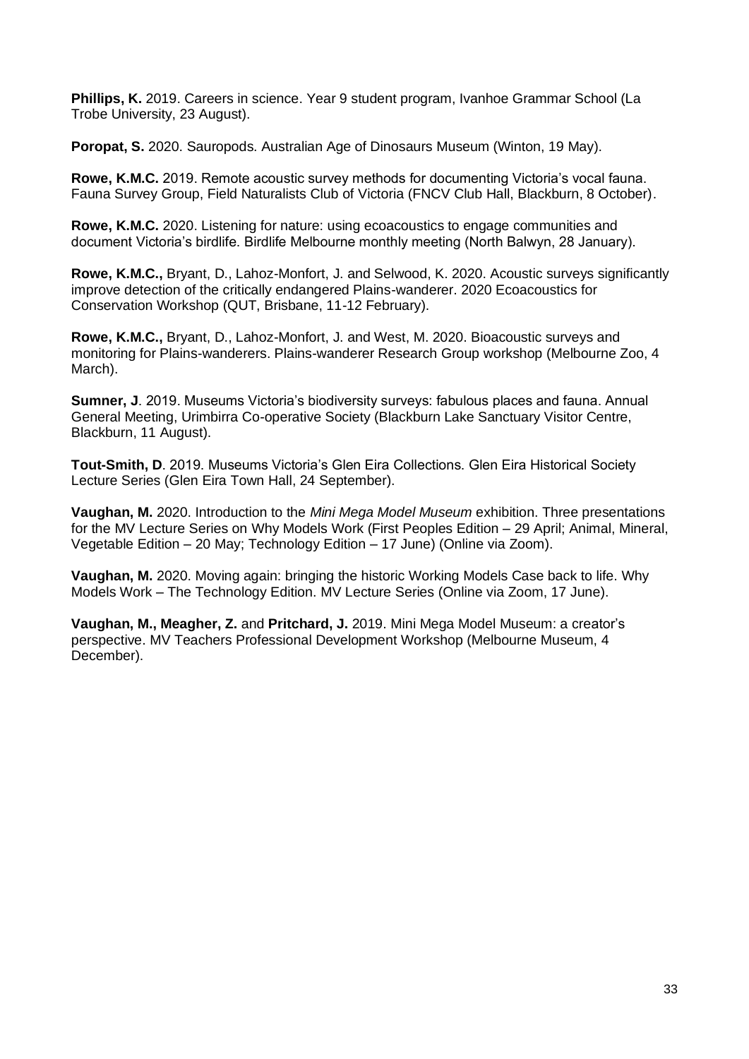**Phillips, K.** 2019. Careers in science. Year 9 student program, Ivanhoe Grammar School (La Trobe University, 23 August).

**Poropat, S.** 2020. Sauropods. Australian Age of Dinosaurs Museum (Winton, 19 May).

**Rowe, K.M.C.** 2019. Remote acoustic survey methods for documenting Victoria's vocal fauna. Fauna Survey Group, Field Naturalists Club of Victoria (FNCV Club Hall, Blackburn, 8 October).

**Rowe, K.M.C.** 2020. Listening for nature: using ecoacoustics to engage communities and document Victoria's birdlife. Birdlife Melbourne monthly meeting (North Balwyn, 28 January).

**Rowe, K.M.C.,** Bryant, D., Lahoz-Monfort, J. and Selwood, K. 2020. Acoustic surveys significantly improve detection of the critically endangered Plains-wanderer. 2020 Ecoacoustics for Conservation Workshop (QUT, Brisbane, 11-12 February).

**Rowe, K.M.C.,** Bryant, D., Lahoz-Monfort, J. and West, M. 2020. Bioacoustic surveys and monitoring for Plains-wanderers. Plains-wanderer Research Group workshop (Melbourne Zoo, 4 March).

**Sumner, J**. 2019. Museums Victoria's biodiversity surveys: fabulous places and fauna. Annual General Meeting, Urimbirra Co-operative Society (Blackburn Lake Sanctuary Visitor Centre, Blackburn, 11 August).

**Tout-Smith, D**. 2019. Museums Victoria's Glen Eira Collections. Glen Eira Historical Society Lecture Series (Glen Eira Town Hall, 24 September).

**Vaughan, M.** 2020. Introduction to the *Mini Mega Model Museum* exhibition. Three presentations for the MV Lecture Series on Why Models Work (First Peoples Edition – 29 April; Animal, Mineral, Vegetable Edition – 20 May; Technology Edition – 17 June) (Online via Zoom).

**Vaughan, M.** 2020. Moving again: bringing the historic Working Models Case back to life. Why Models Work – The Technology Edition. MV Lecture Series (Online via Zoom, 17 June).

**Vaughan, M., Meagher, Z.** and **Pritchard, J.** 2019. Mini Mega Model Museum: a creator's perspective. MV Teachers Professional Development Workshop (Melbourne Museum, 4 December).